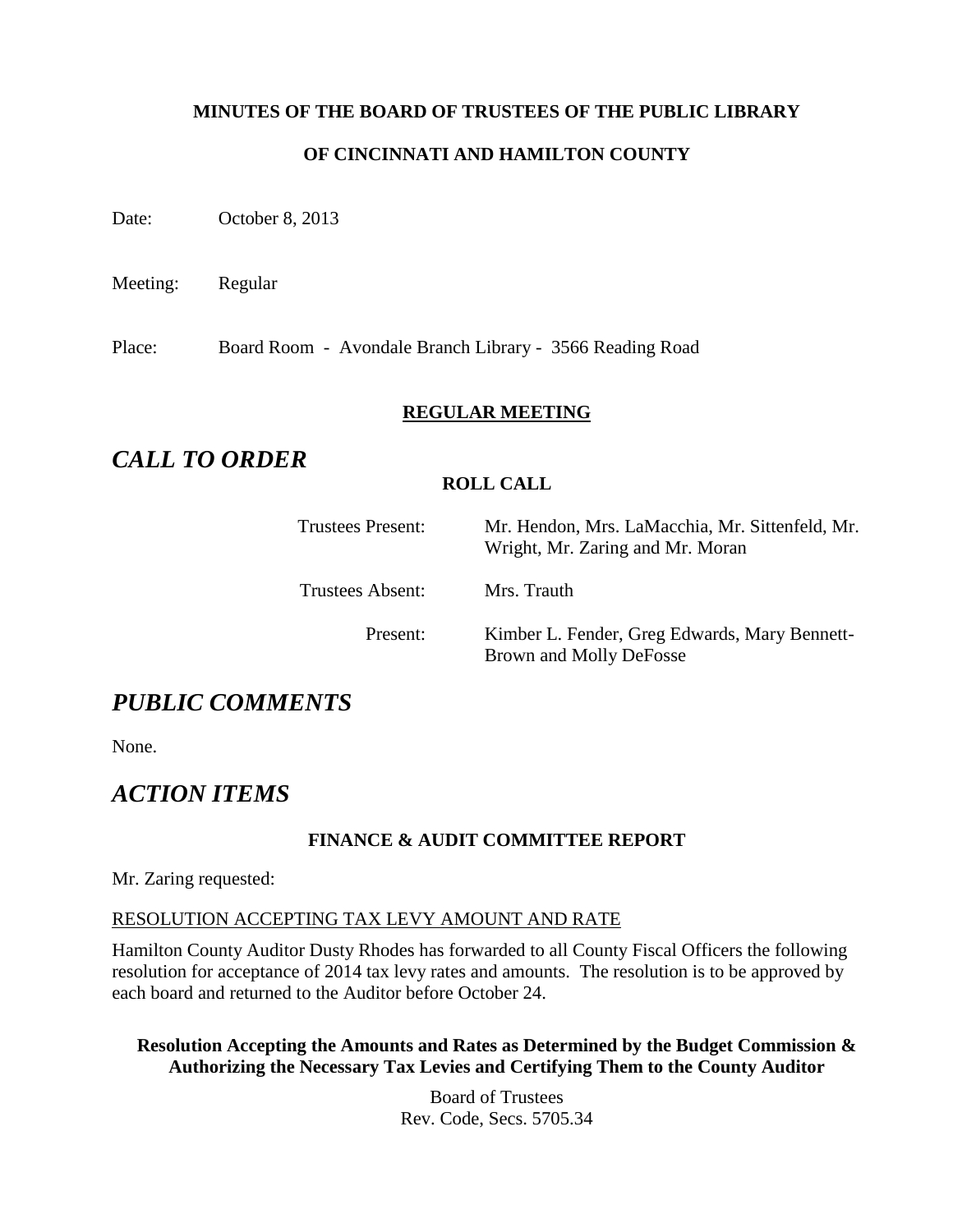**MINUTES OF THE BOARD OF TRUSTEES OF THE PUBLIC LIBRARY**

**OF CINCINNATI AND HAMILTON COUNTY**

Date: October 8, 2013

Meeting: Regular

Place: Board Room - Avondale Branch Library - 3566 Reading Road

**REGULAR MEETING**

# *CALL TO ORDER*

**ROLL CALL**

Trustees Present: Mr. Hendon, Mrs. LaMacchia, Mr. Sittenfeld, Mr. Wright, Mr. Zaring and Mr. Moran

Trustees Absent: Mrs. Trauth

Present: Kimber L. Fender, Greg Edwards, Mary Bennett-Brown and Molly DeFosse

# *PUBLIC COMMENTS*

None.

# *ACTION ITEMS*

**FINANCE & AUDIT COMMITTEE REPORT**

Mr. Zaring requested:

RESOLUTION ACCEPTING TAX LEVY AMOUNT AND RATE

Hamilton County Auditor Dusty Rhodes has forwarded to all County Fiscal Officers the following resolution for acceptance of 2014 tax levy rates and amounts. The resolution is to be approved by each board and returned to the Auditor before October 24.

**Resolution Accepting the Amounts and Rates as Determined by the Budget Commission & Authorizing the Necessary Tax Levies and Certifying Them to the County Auditor**

Board of Trustees
Rev. Code, Secs. 5705.34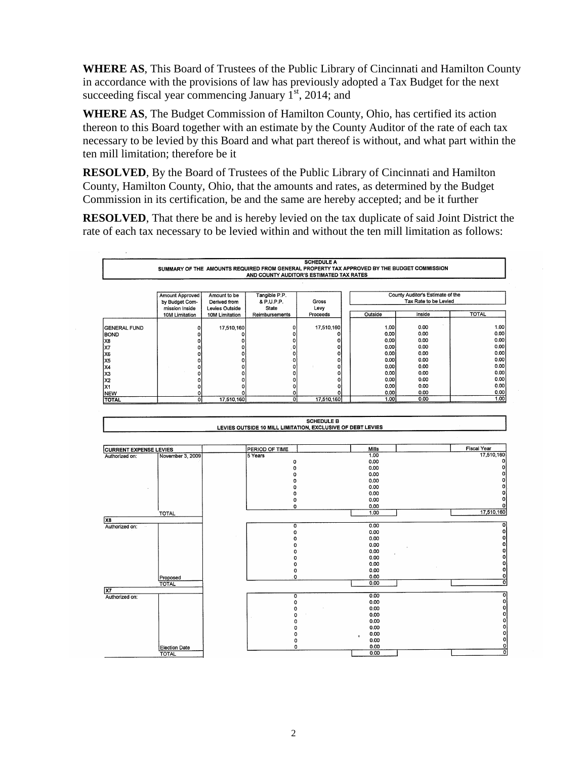**WHERE AS**, This Board of Trustees of the Public Library of Cincinnati and Hamilton County in accordance with the provisions of law has previously adopted a Tax Budget for the next succeeding fiscal year commencing January 1st, 2014; and

**WHERE AS**, The Budget Commission of Hamilton County, Ohio, has certified its action thereon to this Board together with an estimate by the County Auditor of the rate of each tax necessary to be levied by this Board and what part thereof is without, and what part within the ten mill limitation; therefore be it

**RESOLVED**, By the Board of Trustees of the Public Library of Cincinnati and Hamilton County, Hamilton County, Ohio, that the amounts and rates, as determined by the Budget Commission in its certification, be and the same are hereby accepted; and be it further

**RESOLVED**, That there be and is hereby levied on the tax duplicate of said Joint District the rate of each tax necessary to be levied within and without the ten mill limitation as follows:

**SCHEDULE A**
**SUMMARY OF THE AMOUNTS REQUIRED FROM GENERAL PROPERTY TAX APPROVED BY THE BUDGET COMMISSION AND COUNTY AUDITOR'S ESTIMATED TAX RATES**

| | Amount Approved by Budget Commission Inside 10M Limitation | Amount to be Derived from Levies Outside 10M Limitation | Tangible P.P. & P.U.P.P. State Reimbursements | Gross Levy Proceeds | County Auditor's Estimate of the Tax Rate to be Levied | | |
|---|---|---|---|---|---|---|---|
| | | | | | Outside | Inside | TOTAL |
| GENERAL FUND | 0 | 17,510,160 | 0 | 17,510,160 | 1.00 | 0.00 | 1.00 |
| BOND | 0 | 0 | 0 | 0 | 0.00 | 0.00 | 0.00 |
| X8 | 0 | 0 | 0 | 0 | 0.00 | 0.00 | 0.00 |
| X7 | 0 | 0 | 0 | 0 | 0.00 | 0.00 | 0.00 |
| X6 | 0 | 0 | 0 | 0 | 0.00 | 0.00 | 0.00 |
| X5 | 0 | 0 | 0 | 0 | 0.00 | 0.00 | 0.00 |
| X4 | 0 | 0 | 0 | 0 | 0.00 | 0.00 | 0.00 |
| X3 | 0 | 0 | 0 | 0 | 0.00 | 0.00 | 0.00 |
| X2 | 0 | 0 | 0 | 0 | 0.00 | 0.00 | 0.00 |
| X1 | 0 | 0 | 0 | 0 | 0.00 | 0.00 | 0.00 |
| NEW | 0 | 0 | 0 | 0 | 0.00 | 0.00 | 0.00 |
| TOTAL | 0 | 17,510,160 | 0 | 17,510,160 | 1.00 | 0.00 | 1.00 |

**SCHEDULE B**
**LEVIES OUTSIDE 10 MILL LIMITATION, EXCLUSIVE OF DEBT LEVIES**

| CURRENT EXPENSE LEVIES | | PERIOD OF TIME | Mills | Fiscal Year |
|---|---|---|---|---|
| Authorized on: | November 3, 2009 | 5 Years | 1.00 | 17,510,160 |
| | | 0 | 0.00 | 0 |
| | | 0 | 0.00 | 0 |
| | | 0 | 0.00 | 0 |
| | | 0 | 0.00 | 0 |
| | | 0 | 0.00 | 0 |
| | | 0 | 0.00 | 0 |
| | | 0 | 0.00 | 0 |
| | | 0 | 0.00 | 0 |
| | TOTAL | | 1.00 | 17,510,160 |
| **X8** | | | | |
| Authorized on: | | 0 | 0.00 | 0 |
| | | 0 | 0.00 | 0 |
| | | 0 | 0.00 | 0 |
| | | 0 | 0.00 | 0 |
| | | 0 | 0.00 | 0 |
| | | 0 | 0.00 | 0 |
| | | 0 | 0.00 | 0 |
| | | 0 | 0.00 | 0 |
| | Proposed | 0 | 0.00 | 0 |
| | TOTAL | | 0.00 | 0 |
| **X7** | | | | |
| Authorized on: | | 0 | 0.00 | 0 |
| | | 0 | 0.00 | 0 |
| | | 0 | 0.00 | 0 |
| | | 0 | 0.00 | 0 |
| | | 0 | 0.00 | 0 |
| | | 0 | 0.00 | 0 |
| | | 0 | 0.00 | 0 |
| | | 0 | 0.00 | 0 |
| | Election Date | 0 | 0.00 | 0 |
| | TOTAL | | 0.00 | 0 |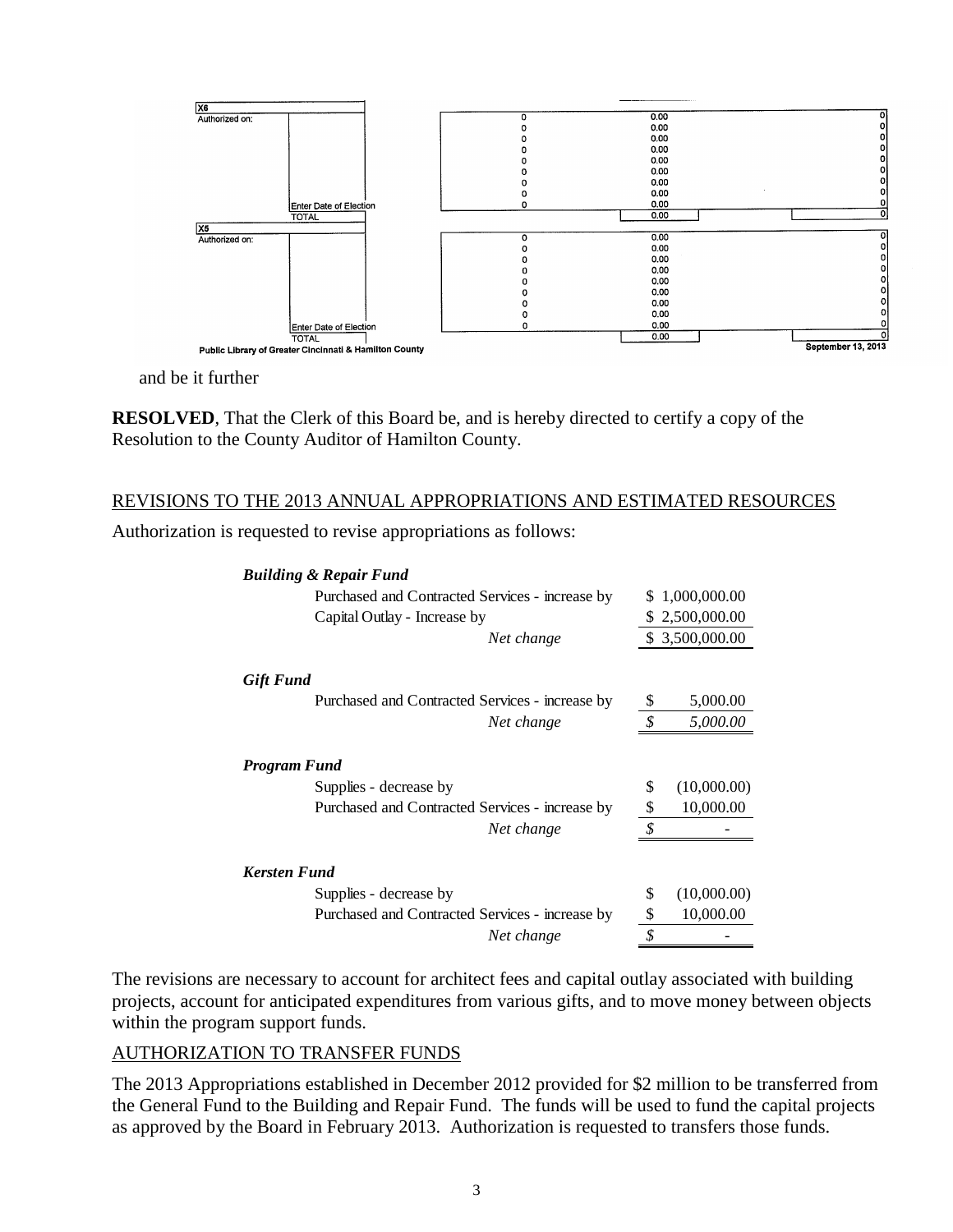| X6 | | | | |
|---|---|---|---|---|
| Authorized on: | | 0 | 0.00 | 0 |
| | | 0 | 0.00 | 0 |
| | | 0 | 0.00 | 0 |
| | | 0 | 0.00 | 0 |
| | | 0 | 0.00 | 0 |
| | | 0 | 0.00 | 0 |
| | | 0 | 0.00 | 0 |
| | | 0 | 0.00 | 0 |
| | Enter Date of Election | 0 | 0.00 | 0 |
| | TOTAL | | 0.00 | 0 |

| X5 | | | | |
|---|---|---|---|---|
| Authorized on: | | 0 | 0.00 | 0 |
| | | 0 | 0.00 | 0 |
| | | 0 | 0.00 | 0 |
| | | 0 | 0.00 | 0 |
| | | 0 | 0.00 | 0 |
| | | 0 | 0.00 | 0 |
| | | 0 | 0.00 | 0 |
| | | 0 | 0.00 | 0 |
| | Enter Date of Election | 0 | 0.00 | 0 |
| | TOTAL | | 0.00 | 0 |

Public Library of Greater Cincinnati & Hamilton County — September 13, 2013

and be it further

**RESOLVED**, That the Clerk of this Board be, and is hereby directed to certify a copy of the Resolution to the County Auditor of Hamilton County.

## REVISIONS TO THE 2013 ANNUAL APPROPRIATIONS AND ESTIMATED RESOURCES

Authorization is requested to revise appropriations as follows:

| | |
|---|---|
| ***Building & Repair Fund*** | |
| Purchased and Contracted Services - increase by | $ 1,000,000.00 |
| Capital Outlay - Increase by | $ 2,500,000.00 |
| *Net change* | $ 3,500,000.00 |
| ***Gift Fund*** | |
| Purchased and Contracted Services - increase by | $ 5,000.00 |
| *Net change* | *$ 5,000.00* |
| ***Program Fund*** | |
| Supplies - decrease by | $ (10,000.00) |
| Purchased and Contracted Services - increase by | $ 10,000.00 |
| *Net change* | *$ -* |
| ***Kersten Fund*** | |
| Supplies - decrease by | $ (10,000.00) |
| Purchased and Contracted Services - increase by | $ 10,000.00 |
| *Net change* | *$ -* |

The revisions are necessary to account for architect fees and capital outlay associated with building projects, account for anticipated expenditures from various gifts, and to move money between objects within the program support funds.

## AUTHORIZATION TO TRANSFER FUNDS

The 2013 Appropriations established in December 2012 provided for $2 million to be transferred from the General Fund to the Building and Repair Fund. The funds will be used to fund the capital projects as approved by the Board in February 2013. Authorization is requested to transfers those funds.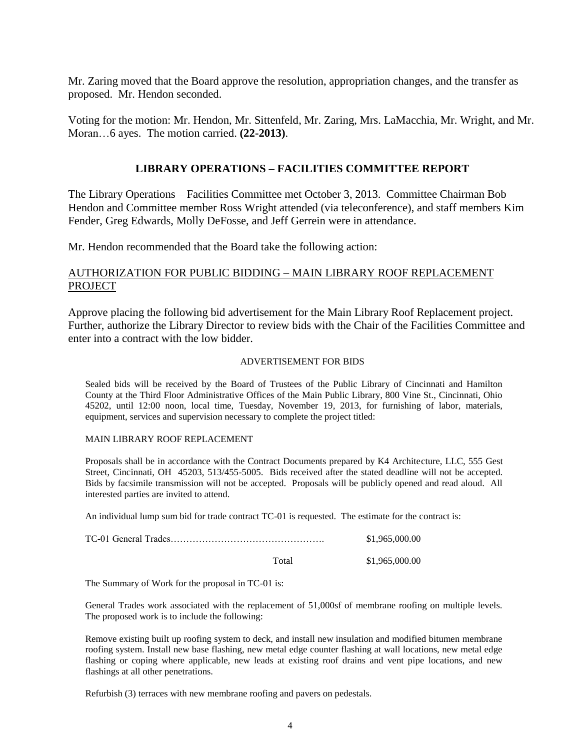Mr. Zaring moved that the Board approve the resolution, appropriation changes, and the transfer as proposed. Mr. Hendon seconded.

Voting for the motion: Mr. Hendon, Mr. Sittenfeld, Mr. Zaring, Mrs. LaMacchia, Mr. Wright, and Mr. Moran…6 ayes. The motion carried. **(22-2013)**.

## LIBRARY OPERATIONS – FACILITIES COMMITTEE REPORT

The Library Operations – Facilities Committee met October 3, 2013. Committee Chairman Bob Hendon and Committee member Ross Wright attended (via teleconference), and staff members Kim Fender, Greg Edwards, Molly DeFosse, and Jeff Gerrein were in attendance.

Mr. Hendon recommended that the Board take the following action:

AUTHORIZATION FOR PUBLIC BIDDING – MAIN LIBRARY ROOF REPLACEMENT PROJECT

Approve placing the following bid advertisement for the Main Library Roof Replacement project. Further, authorize the Library Director to review bids with the Chair of the Facilities Committee and enter into a contract with the low bidder.

ADVERTISEMENT FOR BIDS

Sealed bids will be received by the Board of Trustees of the Public Library of Cincinnati and Hamilton County at the Third Floor Administrative Offices of the Main Public Library, 800 Vine St., Cincinnati, Ohio 45202, until 12:00 noon, local time, Tuesday, November 19, 2013, for furnishing of labor, materials, equipment, services and supervision necessary to complete the project titled:

MAIN LIBRARY ROOF REPLACEMENT

Proposals shall be in accordance with the Contract Documents prepared by K4 Architecture, LLC, 555 Gest Street, Cincinnati, OH 45203, 513/455-5005. Bids received after the stated deadline will not be accepted. Bids by facsimile transmission will not be accepted. Proposals will be publicly opened and read aloud. All interested parties are invited to attend.

An individual lump sum bid for trade contract TC-01 is requested. The estimate for the contract is:

| | |
|---|---|
| TC-01 General Trades…………………………………………. | $1,965,000.00 |
| Total | $1,965,000.00 |

The Summary of Work for the proposal in TC-01 is:

General Trades work associated with the replacement of 51,000sf of membrane roofing on multiple levels. The proposed work is to include the following:

Remove existing built up roofing system to deck, and install new insulation and modified bitumen membrane roofing system. Install new base flashing, new metal edge counter flashing at wall locations, new metal edge flashing or coping where applicable, new leads at existing roof drains and vent pipe locations, and new flashings at all other penetrations.

Refurbish (3) terraces with new membrane roofing and pavers on pedestals.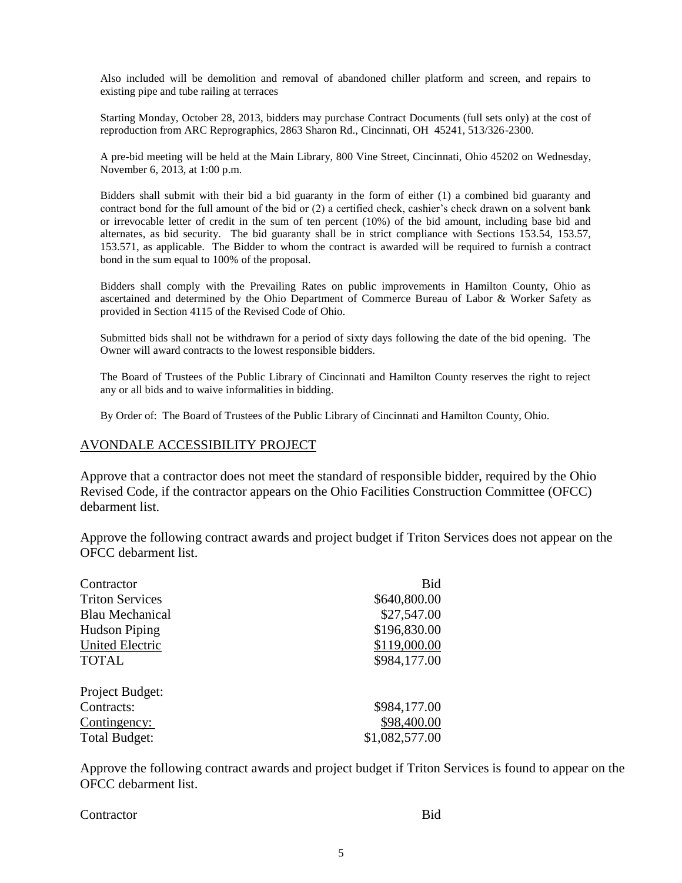Also included will be demolition and removal of abandoned chiller platform and screen, and repairs to existing pipe and tube railing at terraces

Starting Monday, October 28, 2013, bidders may purchase Contract Documents (full sets only) at the cost of reproduction from ARC Reprographics, 2863 Sharon Rd., Cincinnati, OH 45241, 513/326-2300.

A pre-bid meeting will be held at the Main Library, 800 Vine Street, Cincinnati, Ohio 45202 on Wednesday, November 6, 2013, at 1:00 p.m.

Bidders shall submit with their bid a bid guaranty in the form of either (1) a combined bid guaranty and contract bond for the full amount of the bid or (2) a certified check, cashier's check drawn on a solvent bank or irrevocable letter of credit in the sum of ten percent (10%) of the bid amount, including base bid and alternates, as bid security. The bid guaranty shall be in strict compliance with Sections 153.54, 153.57, 153.571, as applicable. The Bidder to whom the contract is awarded will be required to furnish a contract bond in the sum equal to 100% of the proposal.

Bidders shall comply with the Prevailing Rates on public improvements in Hamilton County, Ohio as ascertained and determined by the Ohio Department of Commerce Bureau of Labor & Worker Safety as provided in Section 4115 of the Revised Code of Ohio.

Submitted bids shall not be withdrawn for a period of sixty days following the date of the bid opening. The Owner will award contracts to the lowest responsible bidders.

The Board of Trustees of the Public Library of Cincinnati and Hamilton County reserves the right to reject any or all bids and to waive informalities in bidding.

By Order of: The Board of Trustees of the Public Library of Cincinnati and Hamilton County, Ohio.

## AVONDALE ACCESSIBILITY PROJECT

Approve that a contractor does not meet the standard of responsible bidder, required by the Ohio Revised Code, if the contractor appears on the Ohio Facilities Construction Committee (OFCC) debarment list.

Approve the following contract awards and project budget if Triton Services does not appear on the OFCC debarment list.

| Contractor | Bid |
|---|---|
| Triton Services | $640,800.00 |
| Blau Mechanical | $27,547.00 |
| Hudson Piping | $196,830.00 |
| United Electric | $119,000.00 |
| TOTAL | $984,177.00 |

| Project Budget: | |
|---|---|
| Contracts: | $984,177.00 |
| Contingency: | $98,400.00 |
| Total Budget: | $1,082,577.00 |

Approve the following contract awards and project budget if Triton Services is found to appear on the OFCC debarment list.

| Contractor | Bid |
|---|---|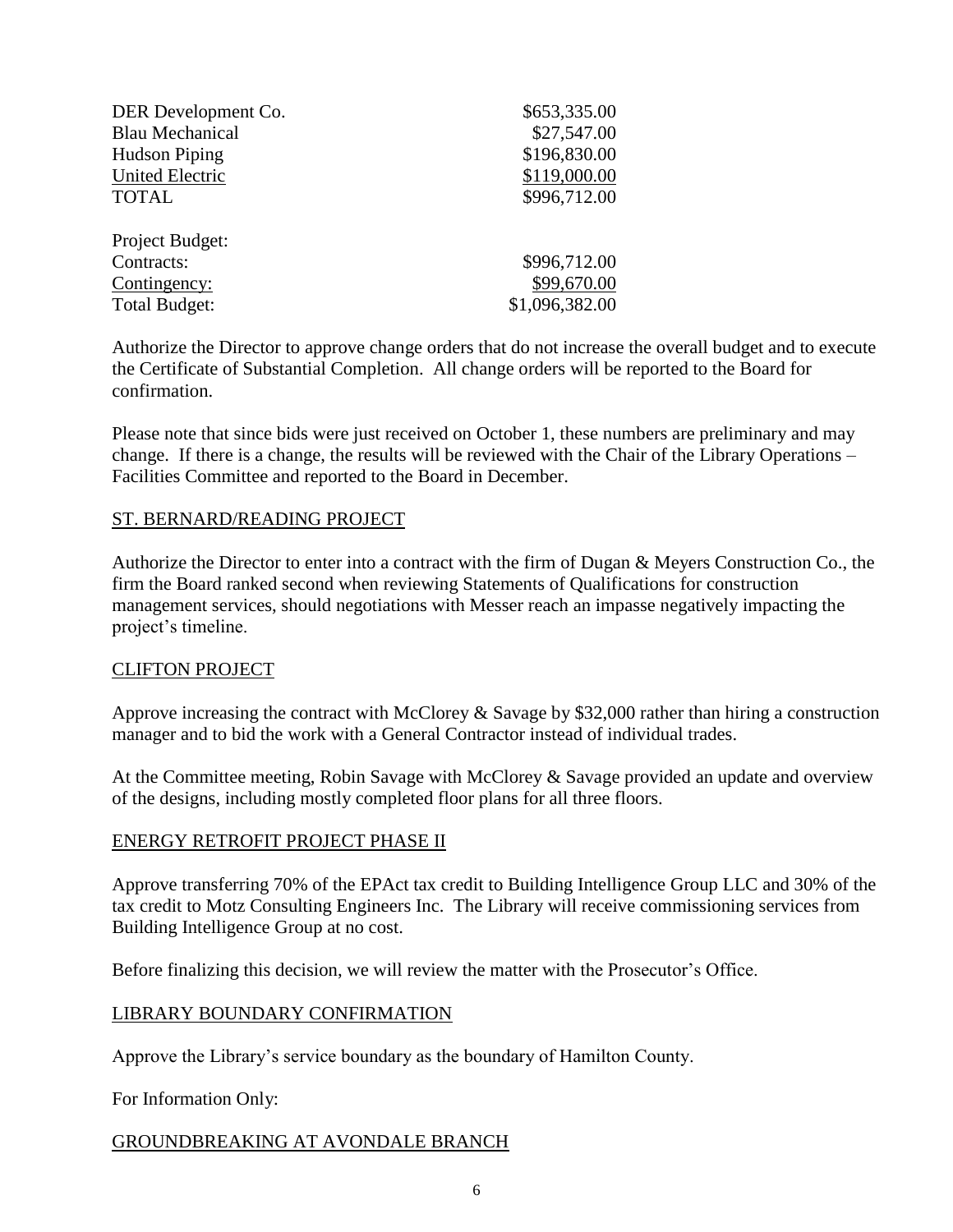| | |
|---|---|
| DER Development Co. | $653,335.00 |
| Blau Mechanical | $27,547.00 |
| Hudson Piping | $196,830.00 |
| United Electric | $119,000.00 |
| TOTAL | $996,712.00 |

| | |
|---|---|
| Project Budget: | |
| Contracts: | $996,712.00 |
| Contingency: | $99,670.00 |
| Total Budget: | $1,096,382.00 |

Authorize the Director to approve change orders that do not increase the overall budget and to execute the Certificate of Substantial Completion. All change orders will be reported to the Board for confirmation.

Please note that since bids were just received on October 1, these numbers are preliminary and may change. If there is a change, the results will be reviewed with the Chair of the Library Operations – Facilities Committee and reported to the Board in December.

## ST. BERNARD/READING PROJECT

Authorize the Director to enter into a contract with the firm of Dugan & Meyers Construction Co., the firm the Board ranked second when reviewing Statements of Qualifications for construction management services, should negotiations with Messer reach an impasse negatively impacting the project's timeline.

## CLIFTON PROJECT

Approve increasing the contract with McClorey & Savage by $32,000 rather than hiring a construction manager and to bid the work with a General Contractor instead of individual trades.

At the Committee meeting, Robin Savage with McClorey & Savage provided an update and overview of the designs, including mostly completed floor plans for all three floors.

## ENERGY RETROFIT PROJECT PHASE II

Approve transferring 70% of the EPAct tax credit to Building Intelligence Group LLC and 30% of the tax credit to Motz Consulting Engineers Inc. The Library will receive commissioning services from Building Intelligence Group at no cost.

Before finalizing this decision, we will review the matter with the Prosecutor's Office.

## LIBRARY BOUNDARY CONFIRMATION

Approve the Library's service boundary as the boundary of Hamilton County.

For Information Only:

## GROUNDBREAKING AT AVONDALE BRANCH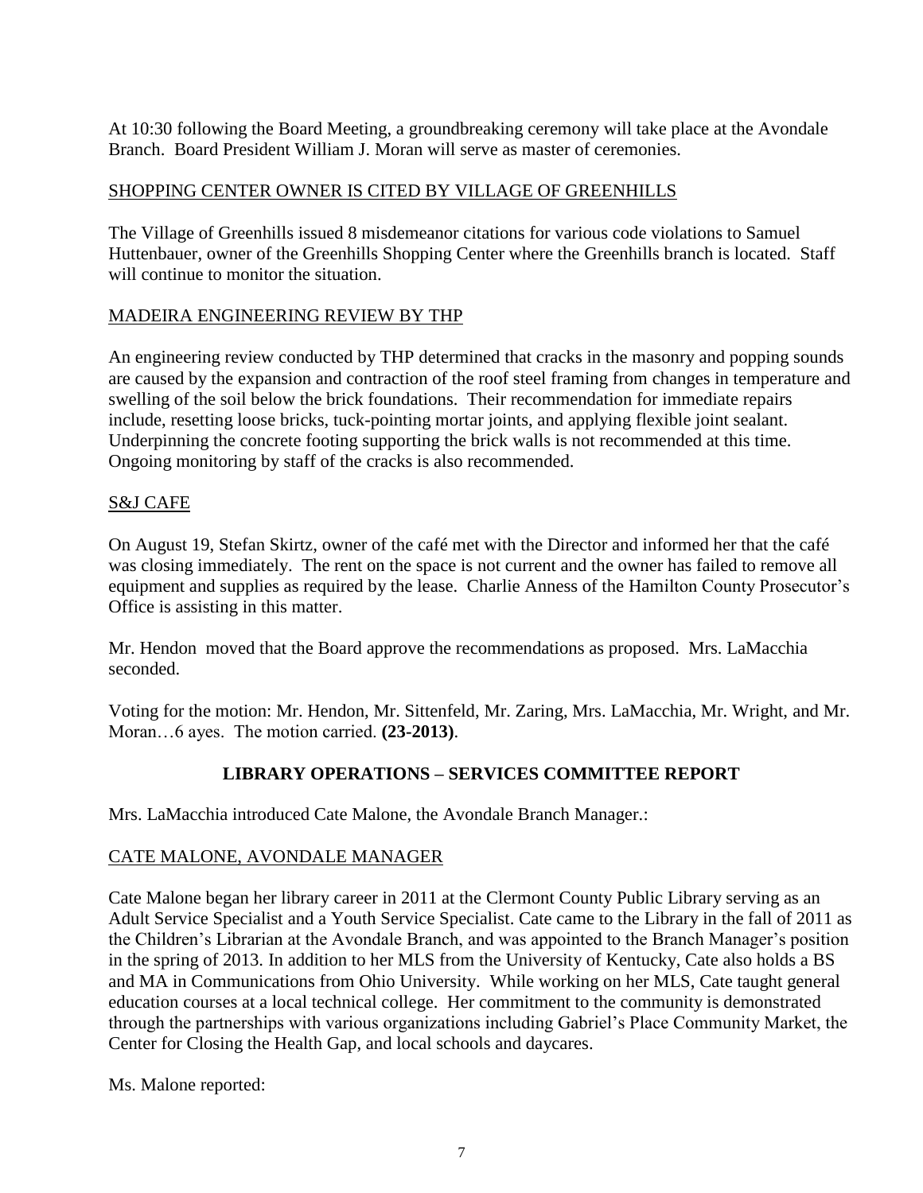At 10:30 following the Board Meeting, a groundbreaking ceremony will take place at the Avondale Branch. Board President William J. Moran will serve as master of ceremonies.

<u>SHOPPING CENTER OWNER IS CITED BY VILLAGE OF GREENHILLS</u>

The Village of Greenhills issued 8 misdemeanor citations for various code violations to Samuel Huttenbauer, owner of the Greenhills Shopping Center where the Greenhills branch is located. Staff will continue to monitor the situation.

<u>MADEIRA ENGINEERING REVIEW BY THP</u>

An engineering review conducted by THP determined that cracks in the masonry and popping sounds are caused by the expansion and contraction of the roof steel framing from changes in temperature and swelling of the soil below the brick foundations. Their recommendation for immediate repairs include, resetting loose bricks, tuck-pointing mortar joints, and applying flexible joint sealant. Underpinning the concrete footing supporting the brick walls is not recommended at this time. Ongoing monitoring by staff of the cracks is also recommended.

<u>S&J CAFE</u>

On August 19, Stefan Skirtz, owner of the café met with the Director and informed her that the café was closing immediately. The rent on the space is not current and the owner has failed to remove all equipment and supplies as required by the lease. Charlie Anness of the Hamilton County Prosecutor's Office is assisting in this matter.

Mr. Hendon moved that the Board approve the recommendations as proposed. Mrs. LaMacchia seconded.

Voting for the motion: Mr. Hendon, Mr. Sittenfeld, Mr. Zaring, Mrs. LaMacchia, Mr. Wright, and Mr. Moran…6 ayes. The motion carried. **(23-2013)**.

## LIBRARY OPERATIONS – SERVICES COMMITTEE REPORT

Mrs. LaMacchia introduced Cate Malone, the Avondale Branch Manager.:

<u>CATE MALONE, AVONDALE MANAGER</u>

Cate Malone began her library career in 2011 at the Clermont County Public Library serving as an Adult Service Specialist and a Youth Service Specialist. Cate came to the Library in the fall of 2011 as the Children's Librarian at the Avondale Branch, and was appointed to the Branch Manager's position in the spring of 2013. In addition to her MLS from the University of Kentucky, Cate also holds a BS and MA in Communications from Ohio University. While working on her MLS, Cate taught general education courses at a local technical college. Her commitment to the community is demonstrated through the partnerships with various organizations including Gabriel's Place Community Market, the Center for Closing the Health Gap, and local schools and daycares.

Ms. Malone reported: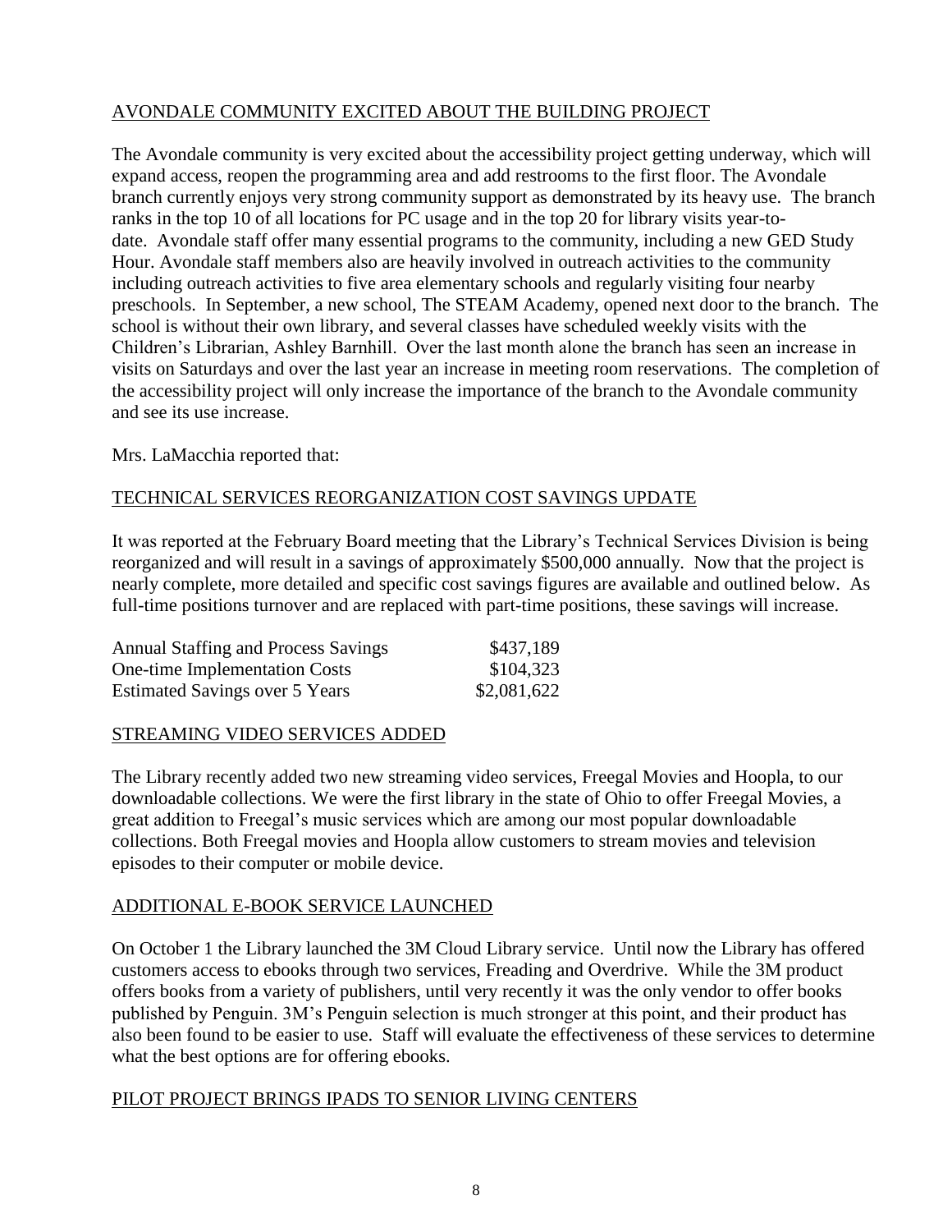## AVONDALE COMMUNITY EXCITED ABOUT THE BUILDING PROJECT

The Avondale community is very excited about the accessibility project getting underway, which will expand access, reopen the programming area and add restrooms to the first floor. The Avondale branch currently enjoys very strong community support as demonstrated by its heavy use. The branch ranks in the top 10 of all locations for PC usage and in the top 20 for library visits year-to-date. Avondale staff offer many essential programs to the community, including a new GED Study Hour. Avondale staff members also are heavily involved in outreach activities to the community including outreach activities to five area elementary schools and regularly visiting four nearby preschools. In September, a new school, The STEAM Academy, opened next door to the branch. The school is without their own library, and several classes have scheduled weekly visits with the Children's Librarian, Ashley Barnhill. Over the last month alone the branch has seen an increase in visits on Saturdays and over the last year an increase in meeting room reservations. The completion of the accessibility project will only increase the importance of the branch to the Avondale community and see its use increase.

Mrs. LaMacchia reported that:

## TECHNICAL SERVICES REORGANIZATION COST SAVINGS UPDATE

It was reported at the February Board meeting that the Library's Technical Services Division is being reorganized and will result in a savings of approximately $500,000 annually. Now that the project is nearly complete, more detailed and specific cost savings figures are available and outlined below. As full-time positions turnover and are replaced with part-time positions, these savings will increase.

| | |
|---|---:|
| Annual Staffing and Process Savings | $437,189 |
| One-time Implementation Costs | $104,323 |
| Estimated Savings over 5 Years | $2,081,622 |

## STREAMING VIDEO SERVICES ADDED

The Library recently added two new streaming video services, Freegal Movies and Hoopla, to our downloadable collections. We were the first library in the state of Ohio to offer Freegal Movies, a great addition to Freegal's music services which are among our most popular downloadable collections. Both Freegal movies and Hoopla allow customers to stream movies and television episodes to their computer or mobile device.

## ADDITIONAL E-BOOK SERVICE LAUNCHED

On October 1 the Library launched the 3M Cloud Library service. Until now the Library has offered customers access to ebooks through two services, Freading and Overdrive. While the 3M product offers books from a variety of publishers, until very recently it was the only vendor to offer books published by Penguin. 3M's Penguin selection is much stronger at this point, and their product has also been found to be easier to use. Staff will evaluate the effectiveness of these services to determine what the best options are for offering ebooks.

## PILOT PROJECT BRINGS IPADS TO SENIOR LIVING CENTERS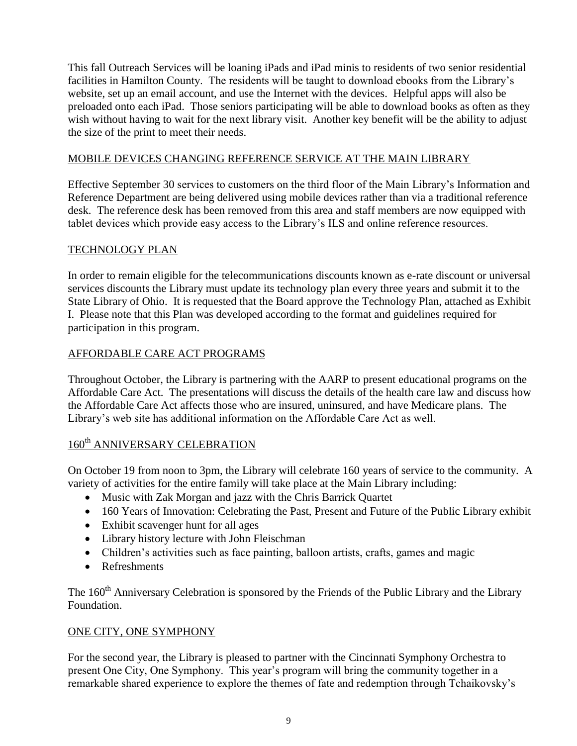This fall Outreach Services will be loaning iPads and iPad minis to residents of two senior residential facilities in Hamilton County. The residents will be taught to download ebooks from the Library's website, set up an email account, and use the Internet with the devices. Helpful apps will also be preloaded onto each iPad. Those seniors participating will be able to download books as often as they wish without having to wait for the next library visit. Another key benefit will be the ability to adjust the size of the print to meet their needs.

## MOBILE DEVICES CHANGING REFERENCE SERVICE AT THE MAIN LIBRARY

Effective September 30 services to customers on the third floor of the Main Library's Information and Reference Department are being delivered using mobile devices rather than via a traditional reference desk. The reference desk has been removed from this area and staff members are now equipped with tablet devices which provide easy access to the Library's ILS and online reference resources.

## TECHNOLOGY PLAN

In order to remain eligible for the telecommunications discounts known as e-rate discount or universal services discounts the Library must update its technology plan every three years and submit it to the State Library of Ohio. It is requested that the Board approve the Technology Plan, attached as Exhibit I. Please note that this Plan was developed according to the format and guidelines required for participation in this program.

## AFFORDABLE CARE ACT PROGRAMS

Throughout October, the Library is partnering with the AARP to present educational programs on the Affordable Care Act. The presentations will discuss the details of the health care law and discuss how the Affordable Care Act affects those who are insured, uninsured, and have Medicare plans. The Library's web site has additional information on the Affordable Care Act as well.

## 160th ANNIVERSARY CELEBRATION

On October 19 from noon to 3pm, the Library will celebrate 160 years of service to the community. A variety of activities for the entire family will take place at the Main Library including:

- Music with Zak Morgan and jazz with the Chris Barrick Quartet
- 160 Years of Innovation: Celebrating the Past, Present and Future of the Public Library exhibit
- Exhibit scavenger hunt for all ages
- Library history lecture with John Fleischman
- Children's activities such as face painting, balloon artists, crafts, games and magic
- Refreshments

The 160th Anniversary Celebration is sponsored by the Friends of the Public Library and the Library Foundation.

## ONE CITY, ONE SYMPHONY

For the second year, the Library is pleased to partner with the Cincinnati Symphony Orchestra to present One City, One Symphony. This year's program will bring the community together in a remarkable shared experience to explore the themes of fate and redemption through Tchaikovsky's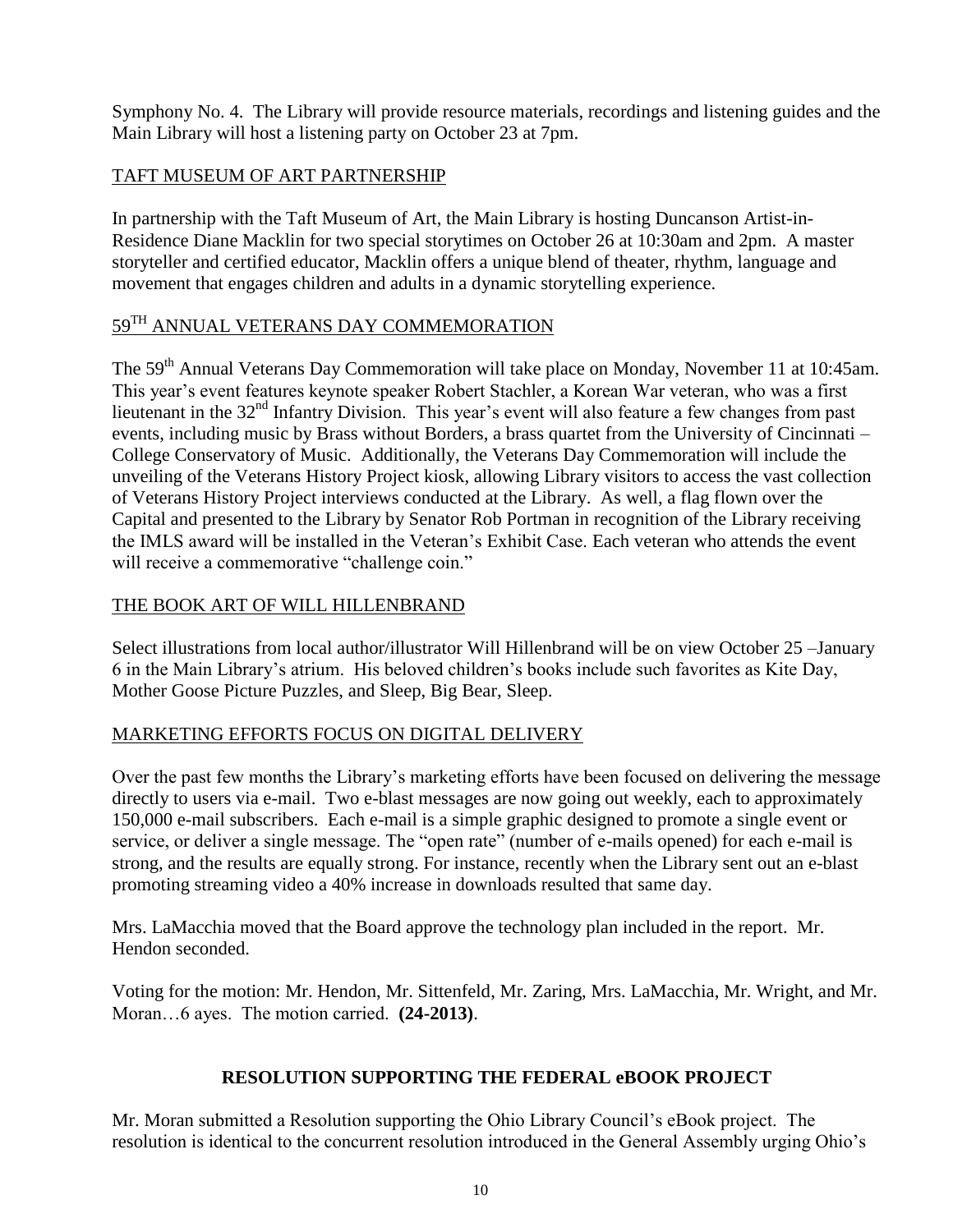Symphony No. 4. The Library will provide resource materials, recordings and listening guides and the Main Library will host a listening party on October 23 at 7pm.

TAFT MUSEUM OF ART PARTNERSHIP

In partnership with the Taft Museum of Art, the Main Library is hosting Duncanson Artist-in-Residence Diane Macklin for two special storytimes on October 26 at 10:30am and 2pm. A master storyteller and certified educator, Macklin offers a unique blend of theater, rhythm, language and movement that engages children and adults in a dynamic storytelling experience.

59TH ANNUAL VETERANS DAY COMMEMORATION

The 59th Annual Veterans Day Commemoration will take place on Monday, November 11 at 10:45am. This year's event features keynote speaker Robert Stachler, a Korean War veteran, who was a first lieutenant in the 32nd Infantry Division. This year's event will also feature a few changes from past events, including music by Brass without Borders, a brass quartet from the University of Cincinnati – College Conservatory of Music. Additionally, the Veterans Day Commemoration will include the unveiling of the Veterans History Project kiosk, allowing Library visitors to access the vast collection of Veterans History Project interviews conducted at the Library. As well, a flag flown over the Capital and presented to the Library by Senator Rob Portman in recognition of the Library receiving the IMLS award will be installed in the Veteran's Exhibit Case. Each veteran who attends the event will receive a commemorative "challenge coin."

THE BOOK ART OF WILL HILLENBRAND

Select illustrations from local author/illustrator Will Hillenbrand will be on view October 25 –January 6 in the Main Library's atrium. His beloved children's books include such favorites as Kite Day, Mother Goose Picture Puzzles, and Sleep, Big Bear, Sleep.

MARKETING EFFORTS FOCUS ON DIGITAL DELIVERY

Over the past few months the Library's marketing efforts have been focused on delivering the message directly to users via e-mail. Two e-blast messages are now going out weekly, each to approximately 150,000 e-mail subscribers. Each e-mail is a simple graphic designed to promote a single event or service, or deliver a single message. The "open rate" (number of e-mails opened) for each e-mail is strong, and the results are equally strong. For instance, recently when the Library sent out an e-blast promoting streaming video a 40% increase in downloads resulted that same day.

Mrs. LaMacchia moved that the Board approve the technology plan included in the report. Mr. Hendon seconded.

Voting for the motion: Mr. Hendon, Mr. Sittenfeld, Mr. Zaring, Mrs. LaMacchia, Mr. Wright, and Mr. Moran…6 ayes. The motion carried. **(24-2013)**.

**RESOLUTION SUPPORTING THE FEDERAL eBOOK PROJECT**

Mr. Moran submitted a Resolution supporting the Ohio Library Council's eBook project. The resolution is identical to the concurrent resolution introduced in the General Assembly urging Ohio's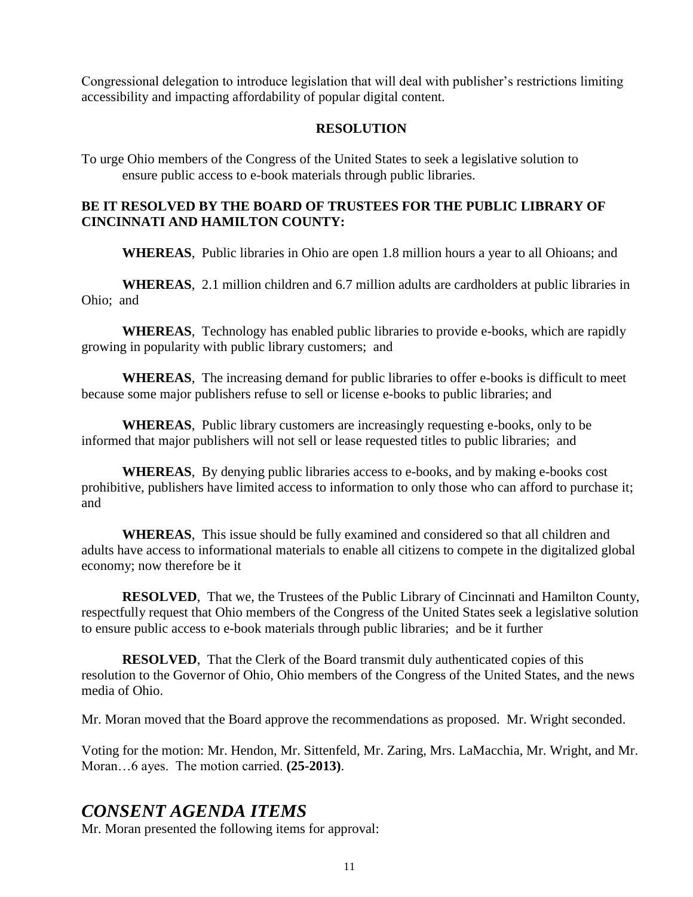Congressional delegation to introduce legislation that will deal with publisher's restrictions limiting accessibility and impacting affordability of popular digital content.

**RESOLUTION**

To urge Ohio members of the Congress of the United States to seek a legislative solution to ensure public access to e-book materials through public libraries.

**BE IT RESOLVED BY THE BOARD OF TRUSTEES FOR THE PUBLIC LIBRARY OF CINCINNATI AND HAMILTON COUNTY:**

**WHEREAS**, Public libraries in Ohio are open 1.8 million hours a year to all Ohioans; and

**WHEREAS**, 2.1 million children and 6.7 million adults are cardholders at public libraries in Ohio; and

**WHEREAS**, Technology has enabled public libraries to provide e-books, which are rapidly growing in popularity with public library customers; and

**WHEREAS**, The increasing demand for public libraries to offer e-books is difficult to meet because some major publishers refuse to sell or license e-books to public libraries; and

**WHEREAS**, Public library customers are increasingly requesting e-books, only to be informed that major publishers will not sell or lease requested titles to public libraries; and

**WHEREAS**, By denying public libraries access to e-books, and by making e-books cost prohibitive, publishers have limited access to information to only those who can afford to purchase it; and

**WHEREAS**, This issue should be fully examined and considered so that all children and adults have access to informational materials to enable all citizens to compete in the digitalized global economy; now therefore be it

**RESOLVED**, That we, the Trustees of the Public Library of Cincinnati and Hamilton County, respectfully request that Ohio members of the Congress of the United States seek a legislative solution to ensure public access to e-book materials through public libraries; and be it further

**RESOLVED**, That the Clerk of the Board transmit duly authenticated copies of this resolution to the Governor of Ohio, Ohio members of the Congress of the United States, and the news media of Ohio.

Mr. Moran moved that the Board approve the recommendations as proposed. Mr. Wright seconded.

Voting for the motion: Mr. Hendon, Mr. Sittenfeld, Mr. Zaring, Mrs. LaMacchia, Mr. Wright, and Mr. Moran…6 ayes. The motion carried. **(25-2013)**.

## *CONSENT AGENDA ITEMS*

Mr. Moran presented the following items for approval: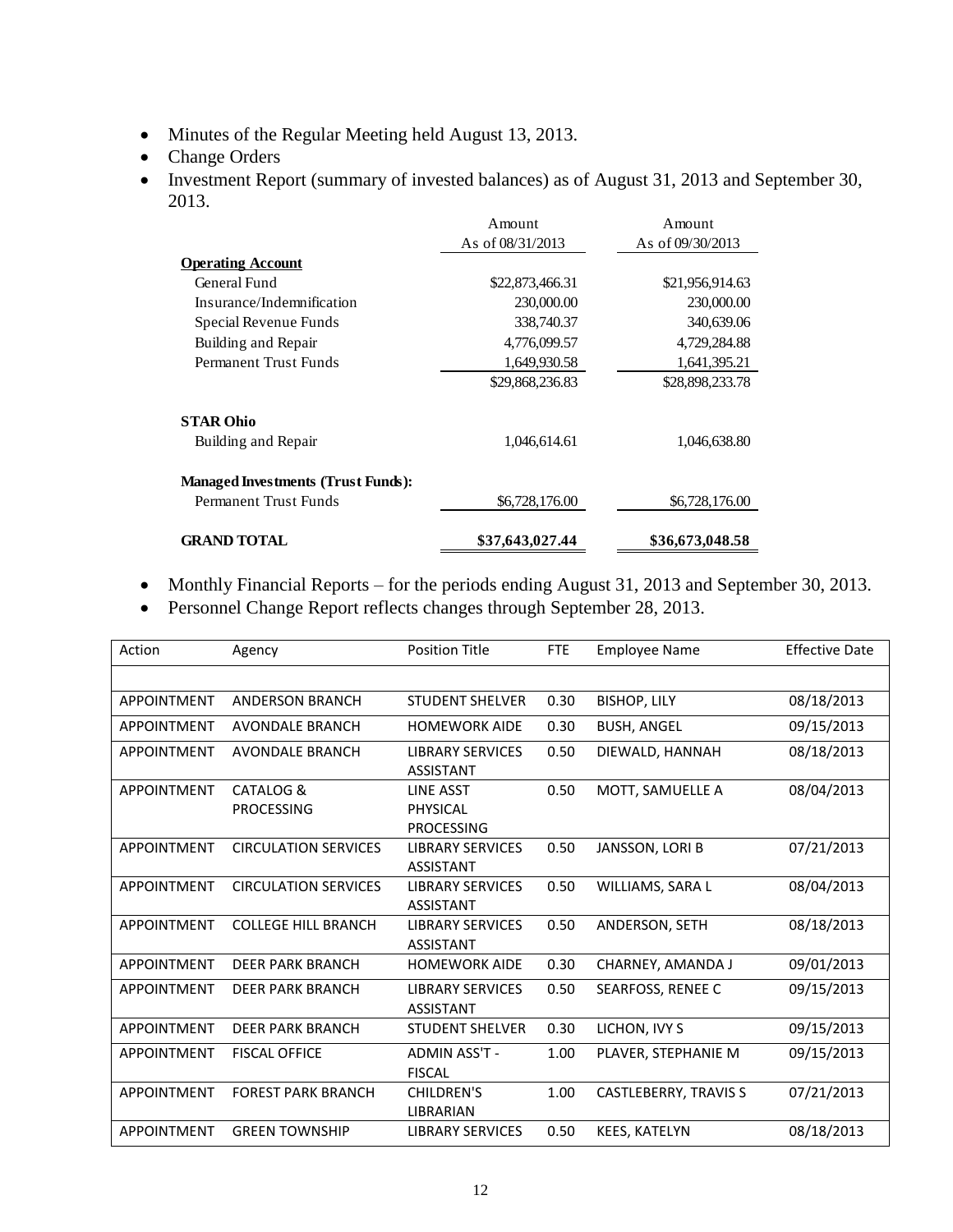- Minutes of the Regular Meeting held August 13, 2013.
- Change Orders
- Investment Report (summary of invested balances) as of August 31, 2013 and September 30, 2013.

| | Amount As of 08/31/2013 | Amount As of 09/30/2013 |
|---|---|---|
| **Operating Account** | | |
| General Fund | $22,873,466.31 | $21,956,914.63 |
| Insurance/Indemnification | 230,000.00 | 230,000.00 |
| Special Revenue Funds | 338,740.37 | 340,639.06 |
| Building and Repair | 4,776,099.57 | 4,729,284.88 |
| Permanent Trust Funds | 1,649,930.58 | 1,641,395.21 |
| | $29,868,236.83 | $28,898,233.78 |
| **STAR Ohio** | | |
| Building and Repair | 1,046,614.61 | 1,046,638.80 |
| **Managed Investments (Trust Funds):** | | |
| Permanent Trust Funds | $6,728,176.00 | $6,728,176.00 |
| **GRAND TOTAL** | **$37,643,027.44** | **$36,673,048.58** |

- Monthly Financial Reports – for the periods ending August 31, 2013 and September 30, 2013.
- Personnel Change Report reflects changes through September 28, 2013.

| Action | Agency | Position Title | FTE | Employee Name | Effective Date |
|---|---|---|---|---|---|
| | | | | | |
| APPOINTMENT | ANDERSON BRANCH | STUDENT SHELVER | 0.30 | BISHOP, LILY | 08/18/2013 |
| APPOINTMENT | AVONDALE BRANCH | HOMEWORK AIDE | 0.30 | BUSH, ANGEL | 09/15/2013 |
| APPOINTMENT | AVONDALE BRANCH | LIBRARY SERVICES ASSISTANT | 0.50 | DIEWALD, HANNAH | 08/18/2013 |
| APPOINTMENT | CATALOG & PROCESSING | LINE ASST PHYSICAL PROCESSING | 0.50 | MOTT, SAMUELLE A | 08/04/2013 |
| APPOINTMENT | CIRCULATION SERVICES | LIBRARY SERVICES ASSISTANT | 0.50 | JANSSON, LORI B | 07/21/2013 |
| APPOINTMENT | CIRCULATION SERVICES | LIBRARY SERVICES ASSISTANT | 0.50 | WILLIAMS, SARA L | 08/04/2013 |
| APPOINTMENT | COLLEGE HILL BRANCH | LIBRARY SERVICES ASSISTANT | 0.50 | ANDERSON, SETH | 08/18/2013 |
| APPOINTMENT | DEER PARK BRANCH | HOMEWORK AIDE | 0.30 | CHARNEY, AMANDA J | 09/01/2013 |
| APPOINTMENT | DEER PARK BRANCH | LIBRARY SERVICES ASSISTANT | 0.50 | SEARFOSS, RENEE C | 09/15/2013 |
| APPOINTMENT | DEER PARK BRANCH | STUDENT SHELVER | 0.30 | LICHON, IVY S | 09/15/2013 |
| APPOINTMENT | FISCAL OFFICE | ADMIN ASS'T - FISCAL | 1.00 | PLAVER, STEPHANIE M | 09/15/2013 |
| APPOINTMENT | FOREST PARK BRANCH | CHILDREN'S LIBRARIAN | 1.00 | CASTLEBERRY, TRAVIS S | 07/21/2013 |
| APPOINTMENT | GREEN TOWNSHIP | LIBRARY SERVICES | 0.50 | KEES, KATELYN | 08/18/2013 |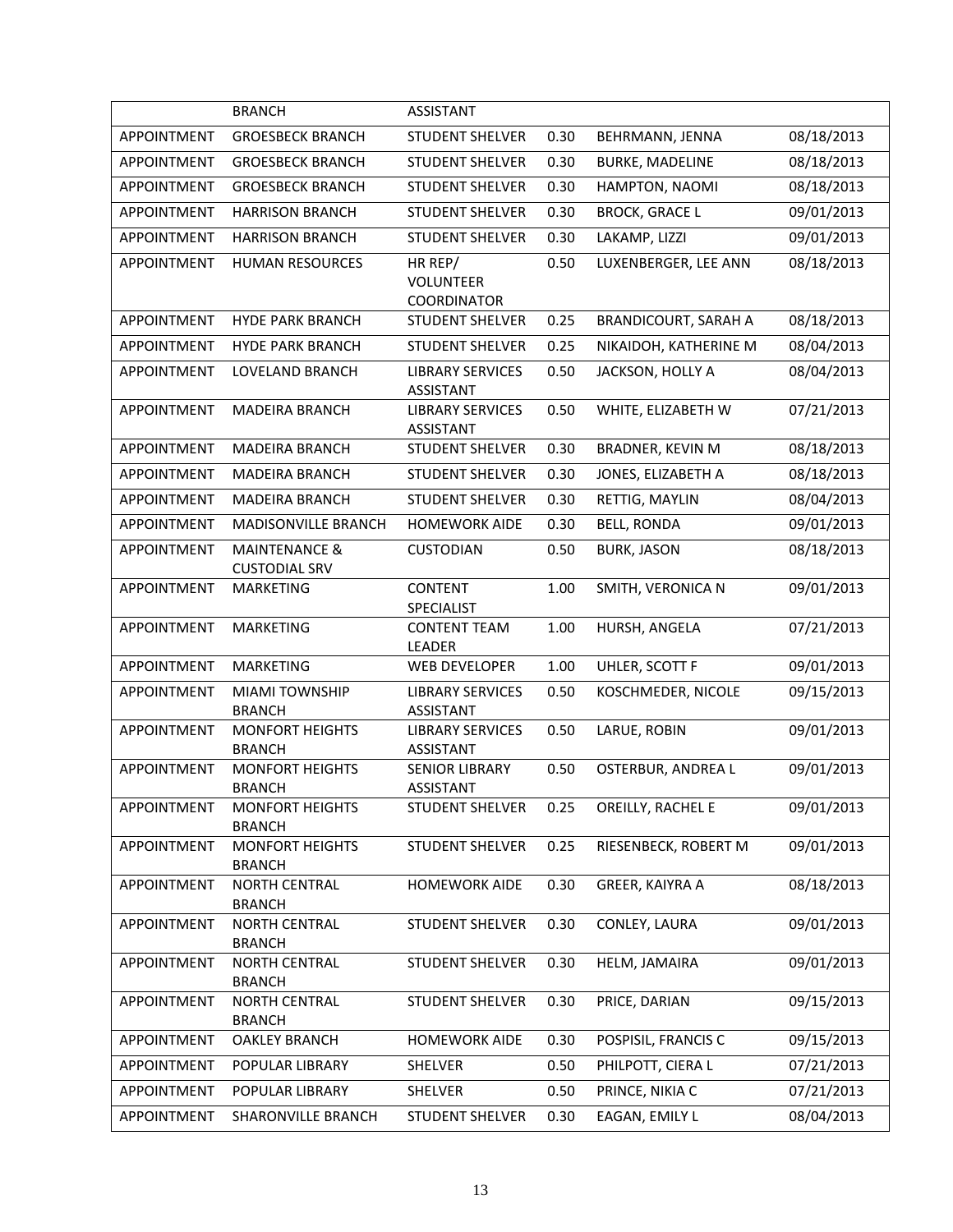| | BRANCH | ASSISTANT | | | |
|---|---|---|---|---|---|
| APPOINTMENT | GROESBECK BRANCH | STUDENT SHELVER | 0.30 | BEHRMANN, JENNA | 08/18/2013 |
| APPOINTMENT | GROESBECK BRANCH | STUDENT SHELVER | 0.30 | BURKE, MADELINE | 08/18/2013 |
| APPOINTMENT | GROESBECK BRANCH | STUDENT SHELVER | 0.30 | HAMPTON, NAOMI | 08/18/2013 |
| APPOINTMENT | HARRISON BRANCH | STUDENT SHELVER | 0.30 | BROCK, GRACE L | 09/01/2013 |
| APPOINTMENT | HARRISON BRANCH | STUDENT SHELVER | 0.30 | LAKAMP, LIZZI | 09/01/2013 |
| APPOINTMENT | HUMAN RESOURCES | HR REP/ VOLUNTEER COORDINATOR | 0.50 | LUXENBERGER, LEE ANN | 08/18/2013 |
| APPOINTMENT | HYDE PARK BRANCH | STUDENT SHELVER | 0.25 | BRANDICOURT, SARAH A | 08/18/2013 |
| APPOINTMENT | HYDE PARK BRANCH | STUDENT SHELVER | 0.25 | NIKAIDOH, KATHERINE M | 08/04/2013 |
| APPOINTMENT | LOVELAND BRANCH | LIBRARY SERVICES ASSISTANT | 0.50 | JACKSON, HOLLY A | 08/04/2013 |
| APPOINTMENT | MADEIRA BRANCH | LIBRARY SERVICES ASSISTANT | 0.50 | WHITE, ELIZABETH W | 07/21/2013 |
| APPOINTMENT | MADEIRA BRANCH | STUDENT SHELVER | 0.30 | BRADNER, KEVIN M | 08/18/2013 |
| APPOINTMENT | MADEIRA BRANCH | STUDENT SHELVER | 0.30 | JONES, ELIZABETH A | 08/18/2013 |
| APPOINTMENT | MADEIRA BRANCH | STUDENT SHELVER | 0.30 | RETTIG, MAYLIN | 08/04/2013 |
| APPOINTMENT | MADISONVILLE BRANCH | HOMEWORK AIDE | 0.30 | BELL, RONDA | 09/01/2013 |
| APPOINTMENT | MAINTENANCE & CUSTODIAL SRV | CUSTODIAN | 0.50 | BURK, JASON | 08/18/2013 |
| APPOINTMENT | MARKETING | CONTENT SPECIALIST | 1.00 | SMITH, VERONICA N | 09/01/2013 |
| APPOINTMENT | MARKETING | CONTENT TEAM LEADER | 1.00 | HURSH, ANGELA | 07/21/2013 |
| APPOINTMENT | MARKETING | WEB DEVELOPER | 1.00 | UHLER, SCOTT F | 09/01/2013 |
| APPOINTMENT | MIAMI TOWNSHIP BRANCH | LIBRARY SERVICES ASSISTANT | 0.50 | KOSCHMEDER, NICOLE | 09/15/2013 |
| APPOINTMENT | MONFORT HEIGHTS BRANCH | LIBRARY SERVICES ASSISTANT | 0.50 | LARUE, ROBIN | 09/01/2013 |
| APPOINTMENT | MONFORT HEIGHTS BRANCH | SENIOR LIBRARY ASSISTANT | 0.50 | OSTERBUR, ANDREA L | 09/01/2013 |
| APPOINTMENT | MONFORT HEIGHTS BRANCH | STUDENT SHELVER | 0.25 | OREILLY, RACHEL E | 09/01/2013 |
| APPOINTMENT | MONFORT HEIGHTS BRANCH | STUDENT SHELVER | 0.25 | RIESENBECK, ROBERT M | 09/01/2013 |
| APPOINTMENT | NORTH CENTRAL BRANCH | HOMEWORK AIDE | 0.30 | GREER, KAIYRA A | 08/18/2013 |
| APPOINTMENT | NORTH CENTRAL BRANCH | STUDENT SHELVER | 0.30 | CONLEY, LAURA | 09/01/2013 |
| APPOINTMENT | NORTH CENTRAL BRANCH | STUDENT SHELVER | 0.30 | HELM, JAMAIRA | 09/01/2013 |
| APPOINTMENT | NORTH CENTRAL BRANCH | STUDENT SHELVER | 0.30 | PRICE, DARIAN | 09/15/2013 |
| APPOINTMENT | OAKLEY BRANCH | HOMEWORK AIDE | 0.30 | POSPISIL, FRANCIS C | 09/15/2013 |
| APPOINTMENT | POPULAR LIBRARY | SHELVER | 0.50 | PHILPOTT, CIERA L | 07/21/2013 |
| APPOINTMENT | POPULAR LIBRARY | SHELVER | 0.50 | PRINCE, NIKIA C | 07/21/2013 |
| APPOINTMENT | SHARONVILLE BRANCH | STUDENT SHELVER | 0.30 | EAGAN, EMILY L | 08/04/2013 |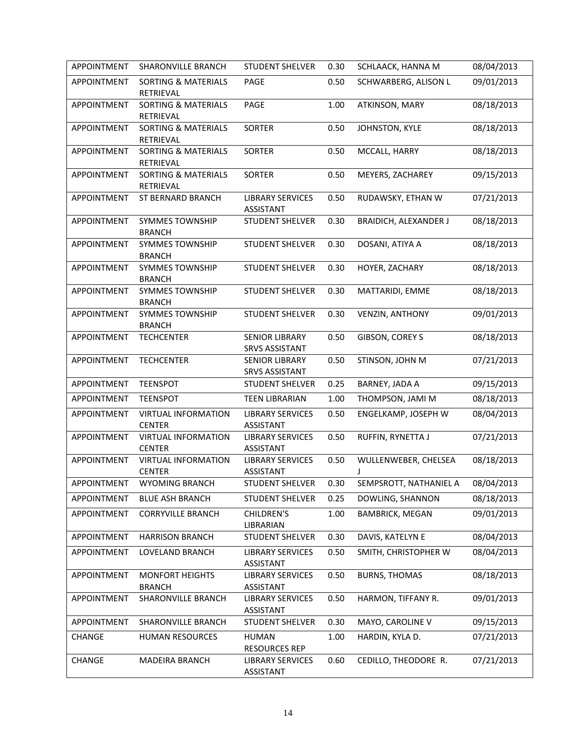| APPOINTMENT | SHARONVILLE BRANCH | STUDENT SHELVER | 0.30 | SCHLAACK, HANNA M | 08/04/2013 |
|---|---|---|---|---|---|
| APPOINTMENT | SORTING & MATERIALS RETRIEVAL | PAGE | 0.50 | SCHWARBERG, ALISON L | 09/01/2013 |
| APPOINTMENT | SORTING & MATERIALS RETRIEVAL | PAGE | 1.00 | ATKINSON, MARY | 08/18/2013 |
| APPOINTMENT | SORTING & MATERIALS RETRIEVAL | SORTER | 0.50 | JOHNSTON, KYLE | 08/18/2013 |
| APPOINTMENT | SORTING & MATERIALS RETRIEVAL | SORTER | 0.50 | MCCALL, HARRY | 08/18/2013 |
| APPOINTMENT | SORTING & MATERIALS RETRIEVAL | SORTER | 0.50 | MEYERS, ZACHAREY | 09/15/2013 |
| APPOINTMENT | ST BERNARD BRANCH | LIBRARY SERVICES ASSISTANT | 0.50 | RUDAWSKY, ETHAN W | 07/21/2013 |
| APPOINTMENT | SYMMES TOWNSHIP BRANCH | STUDENT SHELVER | 0.30 | BRAIDICH, ALEXANDER J | 08/18/2013 |
| APPOINTMENT | SYMMES TOWNSHIP BRANCH | STUDENT SHELVER | 0.30 | DOSANI, ATIYA A | 08/18/2013 |
| APPOINTMENT | SYMMES TOWNSHIP BRANCH | STUDENT SHELVER | 0.30 | HOYER, ZACHARY | 08/18/2013 |
| APPOINTMENT | SYMMES TOWNSHIP BRANCH | STUDENT SHELVER | 0.30 | MATTARIDI, EMME | 08/18/2013 |
| APPOINTMENT | SYMMES TOWNSHIP BRANCH | STUDENT SHELVER | 0.30 | VENZIN, ANTHONY | 09/01/2013 |
| APPOINTMENT | TECHCENTER | SENIOR LIBRARY SRVS ASSISTANT | 0.50 | GIBSON, COREY S | 08/18/2013 |
| APPOINTMENT | TECHCENTER | SENIOR LIBRARY SRVS ASSISTANT | 0.50 | STINSON, JOHN M | 07/21/2013 |
| APPOINTMENT | TEENSPOT | STUDENT SHELVER | 0.25 | BARNEY, JADA A | 09/15/2013 |
| APPOINTMENT | TEENSPOT | TEEN LIBRARIAN | 1.00 | THOMPSON, JAMI M | 08/18/2013 |
| APPOINTMENT | VIRTUAL INFORMATION CENTER | LIBRARY SERVICES ASSISTANT | 0.50 | ENGELKAMP, JOSEPH W | 08/04/2013 |
| APPOINTMENT | VIRTUAL INFORMATION CENTER | LIBRARY SERVICES ASSISTANT | 0.50 | RUFFIN, RYNETTA J | 07/21/2013 |
| APPOINTMENT | VIRTUAL INFORMATION CENTER | LIBRARY SERVICES ASSISTANT | 0.50 | WULLENWEBER, CHELSEA J | 08/18/2013 |
| APPOINTMENT | WYOMING BRANCH | STUDENT SHELVER | 0.30 | SEMPSROTT, NATHANIEL A | 08/04/2013 |
| APPOINTMENT | BLUE ASH BRANCH | STUDENT SHELVER | 0.25 | DOWLING, SHANNON | 08/18/2013 |
| APPOINTMENT | CORRYVILLE BRANCH | CHILDREN'S LIBRARIAN | 1.00 | BAMBRICK, MEGAN | 09/01/2013 |
| APPOINTMENT | HARRISON BRANCH | STUDENT SHELVER | 0.30 | DAVIS, KATELYN E | 08/04/2013 |
| APPOINTMENT | LOVELAND BRANCH | LIBRARY SERVICES ASSISTANT | 0.50 | SMITH, CHRISTOPHER W | 08/04/2013 |
| APPOINTMENT | MONFORT HEIGHTS BRANCH | LIBRARY SERVICES ASSISTANT | 0.50 | BURNS, THOMAS | 08/18/2013 |
| APPOINTMENT | SHARONVILLE BRANCH | LIBRARY SERVICES ASSISTANT | 0.50 | HARMON, TIFFANY R. | 09/01/2013 |
| APPOINTMENT | SHARONVILLE BRANCH | STUDENT SHELVER | 0.30 | MAYO, CAROLINE V | 09/15/2013 |
| CHANGE | HUMAN RESOURCES | HUMAN RESOURCES REP | 1.00 | HARDIN, KYLA D. | 07/21/2013 |
| CHANGE | MADEIRA BRANCH | LIBRARY SERVICES ASSISTANT | 0.60 | CEDILLO, THEODORE R. | 07/21/2013 |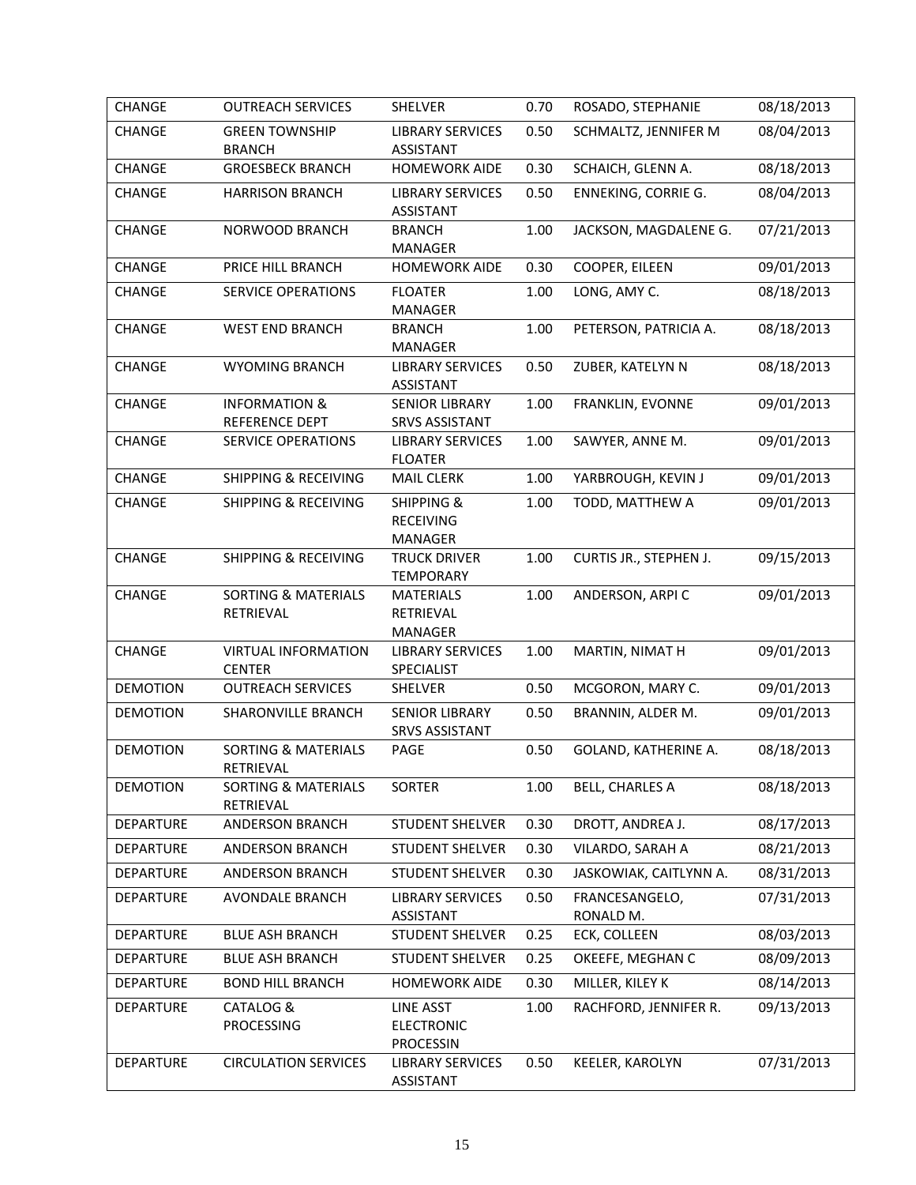| CHANGE | OUTREACH SERVICES | SHELVER | 0.70 | ROSADO, STEPHANIE | 08/18/2013 |
|---|---|---|---|---|---|
| CHANGE | GREEN TOWNSHIP BRANCH | LIBRARY SERVICES ASSISTANT | 0.50 | SCHMALTZ, JENNIFER M | 08/04/2013 |
| CHANGE | GROESBECK BRANCH | HOMEWORK AIDE | 0.30 | SCHAICH, GLENN A. | 08/18/2013 |
| CHANGE | HARRISON BRANCH | LIBRARY SERVICES ASSISTANT | 0.50 | ENNEKING, CORRIE G. | 08/04/2013 |
| CHANGE | NORWOOD BRANCH | BRANCH MANAGER | 1.00 | JACKSON, MAGDALENE G. | 07/21/2013 |
| CHANGE | PRICE HILL BRANCH | HOMEWORK AIDE | 0.30 | COOPER, EILEEN | 09/01/2013 |
| CHANGE | SERVICE OPERATIONS | FLOATER MANAGER | 1.00 | LONG, AMY C. | 08/18/2013 |
| CHANGE | WEST END BRANCH | BRANCH MANAGER | 1.00 | PETERSON, PATRICIA A. | 08/18/2013 |
| CHANGE | WYOMING BRANCH | LIBRARY SERVICES ASSISTANT | 0.50 | ZUBER, KATELYN N | 08/18/2013 |
| CHANGE | INFORMATION & REFERENCE DEPT | SENIOR LIBRARY SRVS ASSISTANT | 1.00 | FRANKLIN, EVONNE | 09/01/2013 |
| CHANGE | SERVICE OPERATIONS | LIBRARY SERVICES FLOATER | 1.00 | SAWYER, ANNE M. | 09/01/2013 |
| CHANGE | SHIPPING & RECEIVING | MAIL CLERK | 1.00 | YARBROUGH, KEVIN J | 09/01/2013 |
| CHANGE | SHIPPING & RECEIVING | SHIPPING & RECEIVING MANAGER | 1.00 | TODD, MATTHEW A | 09/01/2013 |
| CHANGE | SHIPPING & RECEIVING | TRUCK DRIVER TEMPORARY | 1.00 | CURTIS JR., STEPHEN J. | 09/15/2013 |
| CHANGE | SORTING & MATERIALS RETRIEVAL | MATERIALS RETRIEVAL MANAGER | 1.00 | ANDERSON, ARPI C | 09/01/2013 |
| CHANGE | VIRTUAL INFORMATION CENTER | LIBRARY SERVICES SPECIALIST | 1.00 | MARTIN, NIMAT H | 09/01/2013 |
| DEMOTION | OUTREACH SERVICES | SHELVER | 0.50 | MCGORON, MARY C. | 09/01/2013 |
| DEMOTION | SHARONVILLE BRANCH | SENIOR LIBRARY SRVS ASSISTANT | 0.50 | BRANNIN, ALDER M. | 09/01/2013 |
| DEMOTION | SORTING & MATERIALS RETRIEVAL | PAGE | 0.50 | GOLAND, KATHERINE A. | 08/18/2013 |
| DEMOTION | SORTING & MATERIALS RETRIEVAL | SORTER | 1.00 | BELL, CHARLES A | 08/18/2013 |
| DEPARTURE | ANDERSON BRANCH | STUDENT SHELVER | 0.30 | DROTT, ANDREA J. | 08/17/2013 |
| DEPARTURE | ANDERSON BRANCH | STUDENT SHELVER | 0.30 | VILARDO, SARAH A | 08/21/2013 |
| DEPARTURE | ANDERSON BRANCH | STUDENT SHELVER | 0.30 | JASKOWIAK, CAITLYNN A. | 08/31/2013 |
| DEPARTURE | AVONDALE BRANCH | LIBRARY SERVICES ASSISTANT | 0.50 | FRANCESANGELO, RONALD M. | 07/31/2013 |
| DEPARTURE | BLUE ASH BRANCH | STUDENT SHELVER | 0.25 | ECK, COLLEEN | 08/03/2013 |
| DEPARTURE | BLUE ASH BRANCH | STUDENT SHELVER | 0.25 | OKEEFE, MEGHAN C | 08/09/2013 |
| DEPARTURE | BOND HILL BRANCH | HOMEWORK AIDE | 0.30 | MILLER, KILEY K | 08/14/2013 |
| DEPARTURE | CATALOG & PROCESSING | LINE ASST ELECTRONIC PROCESSIN | 1.00 | RACHFORD, JENNIFER R. | 09/13/2013 |
| DEPARTURE | CIRCULATION SERVICES | LIBRARY SERVICES ASSISTANT | 0.50 | KEELER, KAROLYN | 07/31/2013 |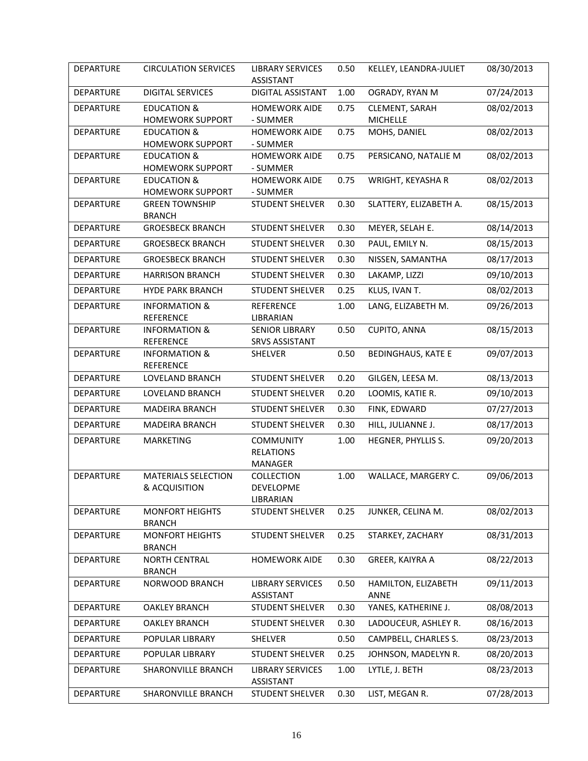| DEPARTURE | CIRCULATION SERVICES | LIBRARY SERVICES ASSISTANT | 0.50 | KELLEY, LEANDRA-JULIET | 08/30/2013 |
|---|---|---|---|---|---|
| DEPARTURE | DIGITAL SERVICES | DIGITAL ASSISTANT | 1.00 | OGRADY, RYAN M | 07/24/2013 |
| DEPARTURE | EDUCATION & HOMEWORK SUPPORT | HOMEWORK AIDE - SUMMER | 0.75 | CLEMENT, SARAH MICHELLE | 08/02/2013 |
| DEPARTURE | EDUCATION & HOMEWORK SUPPORT | HOMEWORK AIDE - SUMMER | 0.75 | MOHS, DANIEL | 08/02/2013 |
| DEPARTURE | EDUCATION & HOMEWORK SUPPORT | HOMEWORK AIDE - SUMMER | 0.75 | PERSICANO, NATALIE M | 08/02/2013 |
| DEPARTURE | EDUCATION & HOMEWORK SUPPORT | HOMEWORK AIDE - SUMMER | 0.75 | WRIGHT, KEYASHA R | 08/02/2013 |
| DEPARTURE | GREEN TOWNSHIP BRANCH | STUDENT SHELVER | 0.30 | SLATTERY, ELIZABETH A. | 08/15/2013 |
| DEPARTURE | GROESBECK BRANCH | STUDENT SHELVER | 0.30 | MEYER, SELAH E. | 08/14/2013 |
| DEPARTURE | GROESBECK BRANCH | STUDENT SHELVER | 0.30 | PAUL, EMILY N. | 08/15/2013 |
| DEPARTURE | GROESBECK BRANCH | STUDENT SHELVER | 0.30 | NISSEN, SAMANTHA | 08/17/2013 |
| DEPARTURE | HARRISON BRANCH | STUDENT SHELVER | 0.30 | LAKAMP, LIZZI | 09/10/2013 |
| DEPARTURE | HYDE PARK BRANCH | STUDENT SHELVER | 0.25 | KLUS, IVAN T. | 08/02/2013 |
| DEPARTURE | INFORMATION & REFERENCE | REFERENCE LIBRARIAN | 1.00 | LANG, ELIZABETH M. | 09/26/2013 |
| DEPARTURE | INFORMATION & REFERENCE | SENIOR LIBRARY SRVS ASSISTANT | 0.50 | CUPITO, ANNA | 08/15/2013 |
| DEPARTURE | INFORMATION & REFERENCE | SHELVER | 0.50 | BEDINGHAUS, KATE E | 09/07/2013 |
| DEPARTURE | LOVELAND BRANCH | STUDENT SHELVER | 0.20 | GILGEN, LEESA M. | 08/13/2013 |
| DEPARTURE | LOVELAND BRANCH | STUDENT SHELVER | 0.20 | LOOMIS, KATIE R. | 09/10/2013 |
| DEPARTURE | MADEIRA BRANCH | STUDENT SHELVER | 0.30 | FINK, EDWARD | 07/27/2013 |
| DEPARTURE | MADEIRA BRANCH | STUDENT SHELVER | 0.30 | HILL, JULIANNE J. | 08/17/2013 |
| DEPARTURE | MARKETING | COMMUNITY RELATIONS MANAGER | 1.00 | HEGNER, PHYLLIS S. | 09/20/2013 |
| DEPARTURE | MATERIALS SELECTION & ACQUISITION | COLLECTION DEVELOPME LIBRARIAN | 1.00 | WALLACE, MARGERY C. | 09/06/2013 |
| DEPARTURE | MONFORT HEIGHTS BRANCH | STUDENT SHELVER | 0.25 | JUNKER, CELINA M. | 08/02/2013 |
| DEPARTURE | MONFORT HEIGHTS BRANCH | STUDENT SHELVER | 0.25 | STARKEY, ZACHARY | 08/31/2013 |
| DEPARTURE | NORTH CENTRAL BRANCH | HOMEWORK AIDE | 0.30 | GREER, KAIYRA A | 08/22/2013 |
| DEPARTURE | NORWOOD BRANCH | LIBRARY SERVICES ASSISTANT | 0.50 | HAMILTON, ELIZABETH ANNE | 09/11/2013 |
| DEPARTURE | OAKLEY BRANCH | STUDENT SHELVER | 0.30 | YANES, KATHERINE J. | 08/08/2013 |
| DEPARTURE | OAKLEY BRANCH | STUDENT SHELVER | 0.30 | LADOUCEUR, ASHLEY R. | 08/16/2013 |
| DEPARTURE | POPULAR LIBRARY | SHELVER | 0.50 | CAMPBELL, CHARLES S. | 08/23/2013 |
| DEPARTURE | POPULAR LIBRARY | STUDENT SHELVER | 0.25 | JOHNSON, MADELYN R. | 08/20/2013 |
| DEPARTURE | SHARONVILLE BRANCH | LIBRARY SERVICES ASSISTANT | 1.00 | LYTLE, J. BETH | 08/23/2013 |
| DEPARTURE | SHARONVILLE BRANCH | STUDENT SHELVER | 0.30 | LIST, MEGAN R. | 07/28/2013 |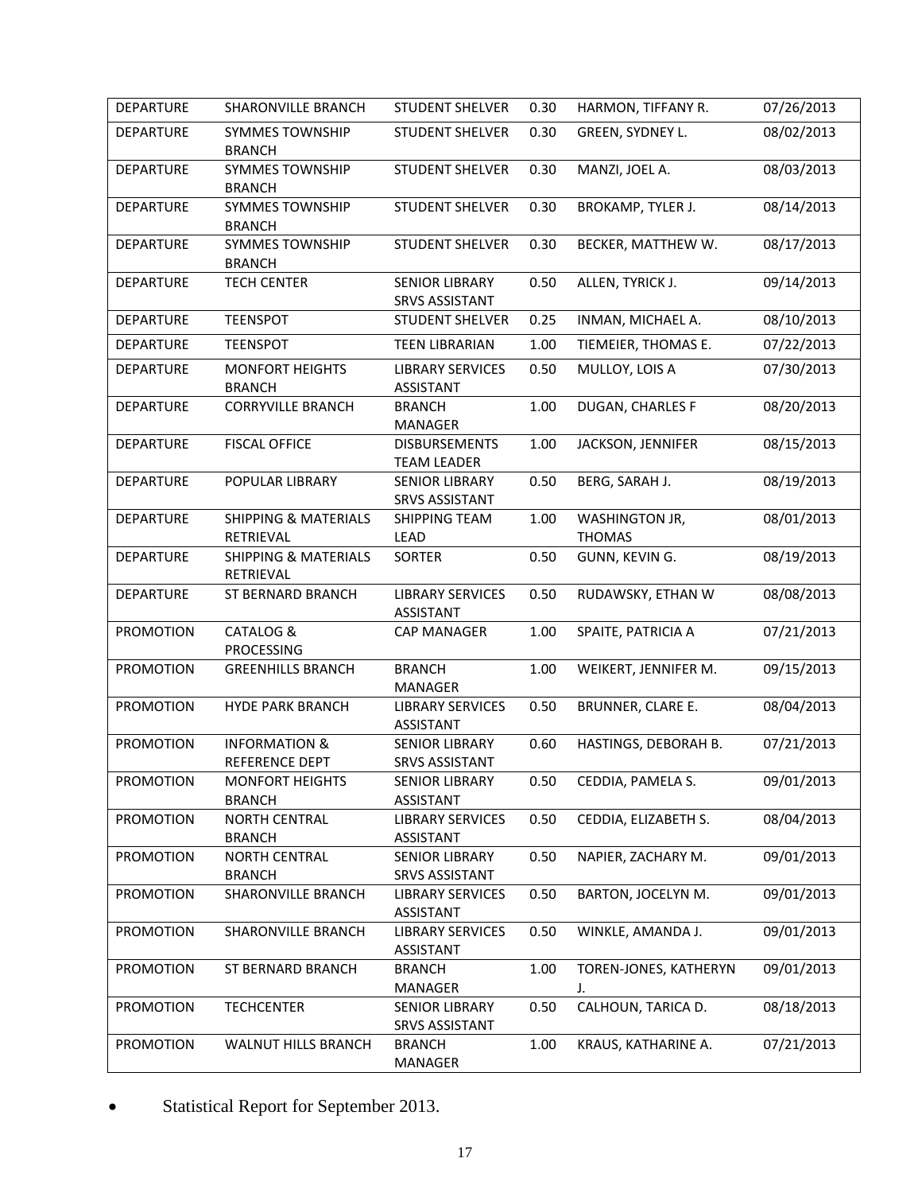| DEPARTURE | SHARONVILLE BRANCH | STUDENT SHELVER | 0.30 | HARMON, TIFFANY R. | 07/26/2013 |
|---|---|---|---|---|---|
| DEPARTURE | SYMMES TOWNSHIP BRANCH | STUDENT SHELVER | 0.30 | GREEN, SYDNEY L. | 08/02/2013 |
| DEPARTURE | SYMMES TOWNSHIP BRANCH | STUDENT SHELVER | 0.30 | MANZI, JOEL A. | 08/03/2013 |
| DEPARTURE | SYMMES TOWNSHIP BRANCH | STUDENT SHELVER | 0.30 | BROKAMP, TYLER J. | 08/14/2013 |
| DEPARTURE | SYMMES TOWNSHIP BRANCH | STUDENT SHELVER | 0.30 | BECKER, MATTHEW W. | 08/17/2013 |
| DEPARTURE | TECH CENTER | SENIOR LIBRARY SRVS ASSISTANT | 0.50 | ALLEN, TYRICK J. | 09/14/2013 |
| DEPARTURE | TEENSPOT | STUDENT SHELVER | 0.25 | INMAN, MICHAEL A. | 08/10/2013 |
| DEPARTURE | TEENSPOT | TEEN LIBRARIAN | 1.00 | TIEMEIER, THOMAS E. | 07/22/2013 |
| DEPARTURE | MONFORT HEIGHTS BRANCH | LIBRARY SERVICES ASSISTANT | 0.50 | MULLOY, LOIS A | 07/30/2013 |
| DEPARTURE | CORRYVILLE BRANCH | BRANCH MANAGER | 1.00 | DUGAN, CHARLES F | 08/20/2013 |
| DEPARTURE | FISCAL OFFICE | DISBURSEMENTS TEAM LEADER | 1.00 | JACKSON, JENNIFER | 08/15/2013 |
| DEPARTURE | POPULAR LIBRARY | SENIOR LIBRARY SRVS ASSISTANT | 0.50 | BERG, SARAH J. | 08/19/2013 |
| DEPARTURE | SHIPPING & MATERIALS RETRIEVAL | SHIPPING TEAM LEAD | 1.00 | WASHINGTON JR, THOMAS | 08/01/2013 |
| DEPARTURE | SHIPPING & MATERIALS RETRIEVAL | SORTER | 0.50 | GUNN, KEVIN G. | 08/19/2013 |
| DEPARTURE | ST BERNARD BRANCH | LIBRARY SERVICES ASSISTANT | 0.50 | RUDAWSKY, ETHAN W | 08/08/2013 |
| PROMOTION | CATALOG & PROCESSING | CAP MANAGER | 1.00 | SPAITE, PATRICIA A | 07/21/2013 |
| PROMOTION | GREENHILLS BRANCH | BRANCH MANAGER | 1.00 | WEIKERT, JENNIFER M. | 09/15/2013 |
| PROMOTION | HYDE PARK BRANCH | LIBRARY SERVICES ASSISTANT | 0.50 | BRUNNER, CLARE E. | 08/04/2013 |
| PROMOTION | INFORMATION & REFERENCE DEPT | SENIOR LIBRARY SRVS ASSISTANT | 0.60 | HASTINGS, DEBORAH B. | 07/21/2013 |
| PROMOTION | MONFORT HEIGHTS BRANCH | SENIOR LIBRARY ASSISTANT | 0.50 | CEDDIA, PAMELA S. | 09/01/2013 |
| PROMOTION | NORTH CENTRAL BRANCH | LIBRARY SERVICES ASSISTANT | 0.50 | CEDDIA, ELIZABETH S. | 08/04/2013 |
| PROMOTION | NORTH CENTRAL BRANCH | SENIOR LIBRARY SRVS ASSISTANT | 0.50 | NAPIER, ZACHARY M. | 09/01/2013 |
| PROMOTION | SHARONVILLE BRANCH | LIBRARY SERVICES ASSISTANT | 0.50 | BARTON, JOCELYN M. | 09/01/2013 |
| PROMOTION | SHARONVILLE BRANCH | LIBRARY SERVICES ASSISTANT | 0.50 | WINKLE, AMANDA J. | 09/01/2013 |
| PROMOTION | ST BERNARD BRANCH | BRANCH MANAGER | 1.00 | TOREN-JONES, KATHERYN J. | 09/01/2013 |
| PROMOTION | TECHCENTER | SENIOR LIBRARY SRVS ASSISTANT | 0.50 | CALHOUN, TARICA D. | 08/18/2013 |
| PROMOTION | WALNUT HILLS BRANCH | BRANCH MANAGER | 1.00 | KRAUS, KATHARINE A. | 07/21/2013 |

- Statistical Report for September 2013.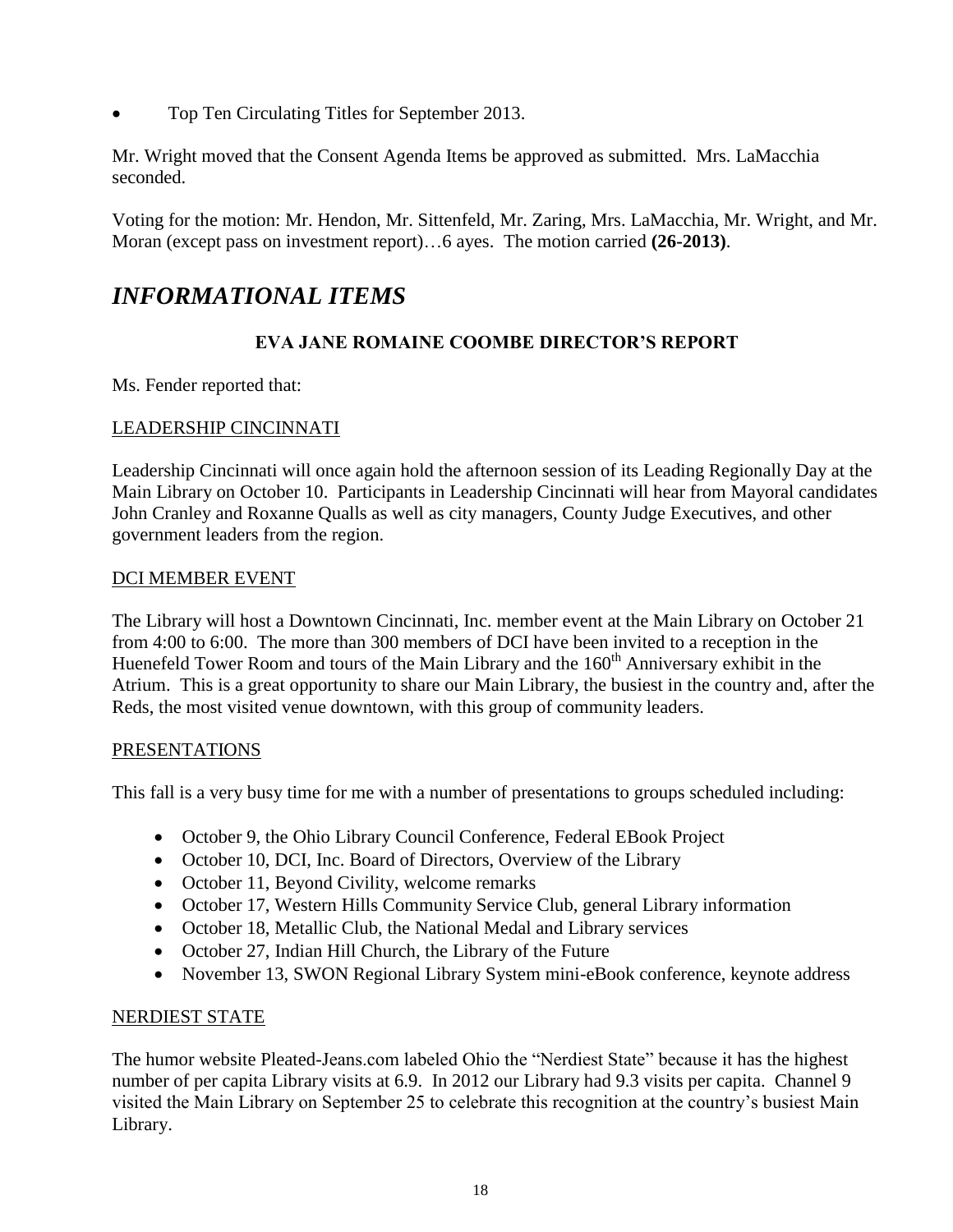- Top Ten Circulating Titles for September 2013.

Mr. Wright moved that the Consent Agenda Items be approved as submitted. Mrs. LaMacchia seconded.

Voting for the motion: Mr. Hendon, Mr. Sittenfeld, Mr. Zaring, Mrs. LaMacchia, Mr. Wright, and Mr. Moran (except pass on investment report)…6 ayes. The motion carried **(26-2013)**.

# *INFORMATIONAL ITEMS*

### EVA JANE ROMAINE COOMBE DIRECTOR'S REPORT

Ms. Fender reported that:

LEADERSHIP CINCINNATI

Leadership Cincinnati will once again hold the afternoon session of its Leading Regionally Day at the Main Library on October 10. Participants in Leadership Cincinnati will hear from Mayoral candidates John Cranley and Roxanne Qualls as well as city managers, County Judge Executives, and other government leaders from the region.

DCI MEMBER EVENT

The Library will host a Downtown Cincinnati, Inc. member event at the Main Library on October 21 from 4:00 to 6:00. The more than 300 members of DCI have been invited to a reception in the Huenefeld Tower Room and tours of the Main Library and the 160th Anniversary exhibit in the Atrium. This is a great opportunity to share our Main Library, the busiest in the country and, after the Reds, the most visited venue downtown, with this group of community leaders.

PRESENTATIONS

This fall is a very busy time for me with a number of presentations to groups scheduled including:

- October 9, the Ohio Library Council Conference, Federal EBook Project
- October 10, DCI, Inc. Board of Directors, Overview of the Library
- October 11, Beyond Civility, welcome remarks
- October 17, Western Hills Community Service Club, general Library information
- October 18, Metallic Club, the National Medal and Library services
- October 27, Indian Hill Church, the Library of the Future
- November 13, SWON Regional Library System mini-eBook conference, keynote address

NERDIEST STATE

The humor website Pleated-Jeans.com labeled Ohio the "Nerdiest State" because it has the highest number of per capita Library visits at 6.9. In 2012 our Library had 9.3 visits per capita. Channel 9 visited the Main Library on September 25 to celebrate this recognition at the country's busiest Main Library.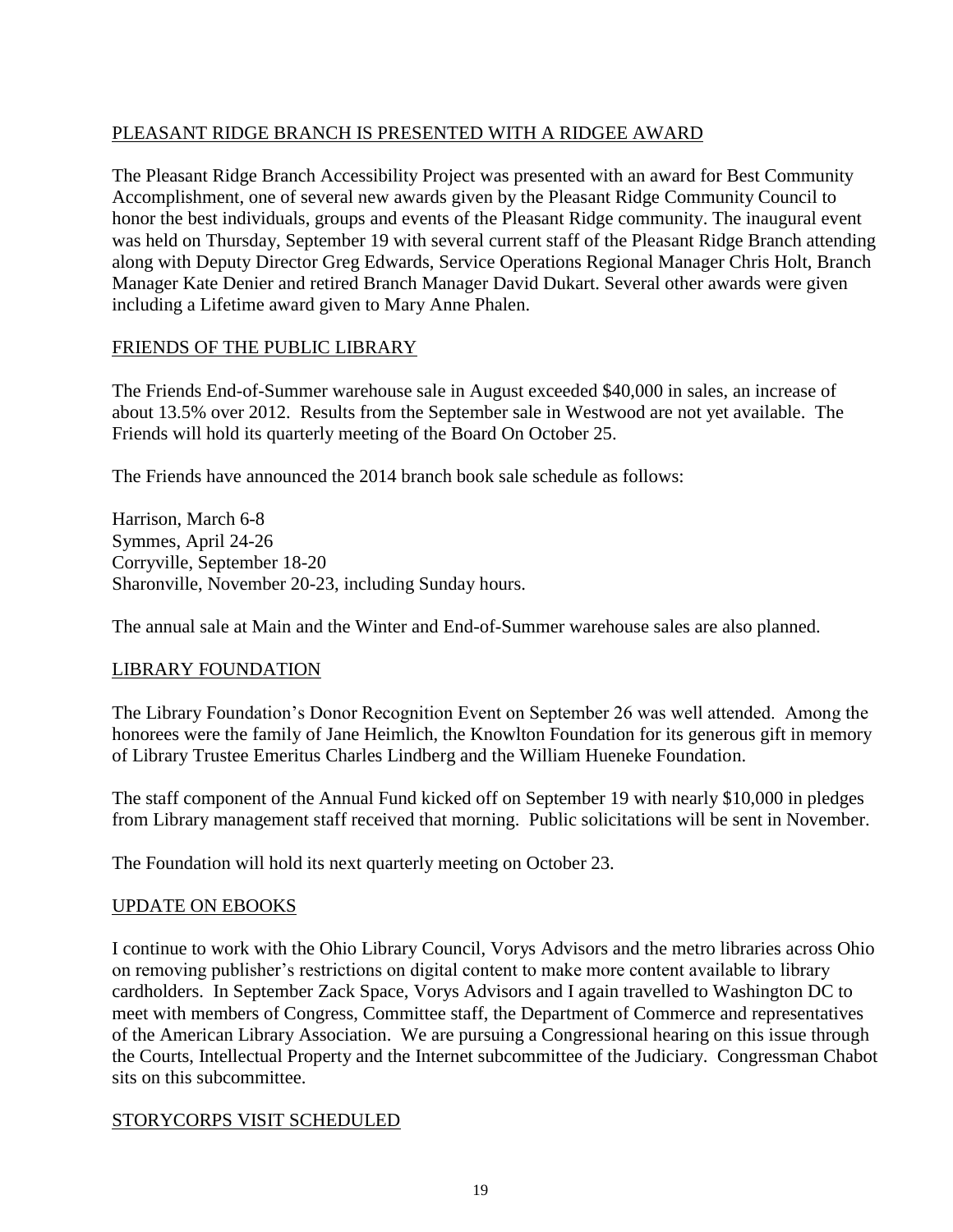## PLEASANT RIDGE BRANCH IS PRESENTED WITH A RIDGEE AWARD

The Pleasant Ridge Branch Accessibility Project was presented with an award for Best Community Accomplishment, one of several new awards given by the Pleasant Ridge Community Council to honor the best individuals, groups and events of the Pleasant Ridge community. The inaugural event was held on Thursday, September 19 with several current staff of the Pleasant Ridge Branch attending along with Deputy Director Greg Edwards, Service Operations Regional Manager Chris Holt, Branch Manager Kate Denier and retired Branch Manager David Dukart. Several other awards were given including a Lifetime award given to Mary Anne Phalen.

## FRIENDS OF THE PUBLIC LIBRARY

The Friends End-of-Summer warehouse sale in August exceeded $40,000 in sales, an increase of about 13.5% over 2012. Results from the September sale in Westwood are not yet available. The Friends will hold its quarterly meeting of the Board On October 25.

The Friends have announced the 2014 branch book sale schedule as follows:

Harrison, March 6-8
Symmes, April 24-26
Corryville, September 18-20
Sharonville, November 20-23, including Sunday hours.

The annual sale at Main and the Winter and End-of-Summer warehouse sales are also planned.

## LIBRARY FOUNDATION

The Library Foundation's Donor Recognition Event on September 26 was well attended. Among the honorees were the family of Jane Heimlich, the Knowlton Foundation for its generous gift in memory of Library Trustee Emeritus Charles Lindberg and the William Hueneke Foundation.

The staff component of the Annual Fund kicked off on September 19 with nearly $10,000 in pledges from Library management staff received that morning. Public solicitations will be sent in November.

The Foundation will hold its next quarterly meeting on October 23.

## UPDATE ON EBOOKS

I continue to work with the Ohio Library Council, Vorys Advisors and the metro libraries across Ohio on removing publisher's restrictions on digital content to make more content available to library cardholders. In September Zack Space, Vorys Advisors and I again travelled to Washington DC to meet with members of Congress, Committee staff, the Department of Commerce and representatives of the American Library Association. We are pursuing a Congressional hearing on this issue through the Courts, Intellectual Property and the Internet subcommittee of the Judiciary. Congressman Chabot sits on this subcommittee.

## STORYCORPS VISIT SCHEDULED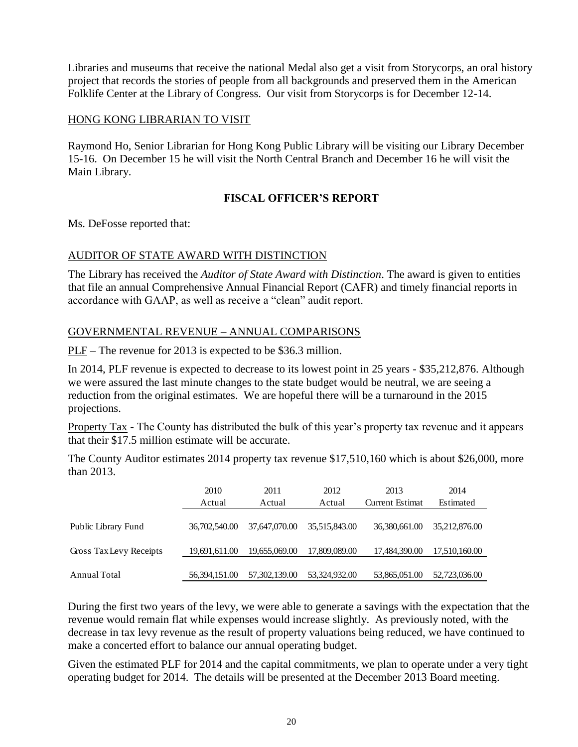Libraries and museums that receive the national Medal also get a visit from Storycorps, an oral history project that records the stories of people from all backgrounds and preserved them in the American Folklife Center at the Library of Congress. Our visit from Storycorps is for December 12-14.

## HONG KONG LIBRARIAN TO VISIT

Raymond Ho, Senior Librarian for Hong Kong Public Library will be visiting our Library December 15-16. On December 15 he will visit the North Central Branch and December 16 he will visit the Main Library.

# FISCAL OFFICER'S REPORT

Ms. DeFosse reported that:

## AUDITOR OF STATE AWARD WITH DISTINCTION

The Library has received the *Auditor of State Award with Distinction*. The award is given to entities that file an annual Comprehensive Annual Financial Report (CAFR) and timely financial reports in accordance with GAAP, as well as receive a "clean" audit report.

## GOVERNMENTAL REVENUE – ANNUAL COMPARISONS

PLF – The revenue for 2013 is expected to be $36.3 million.

In 2014, PLF revenue is expected to decrease to its lowest point in 25 years - $35,212,876. Although we were assured the last minute changes to the state budget would be neutral, we are seeing a reduction from the original estimates. We are hopeful there will be a turnaround in the 2015 projections.

Property Tax - The County has distributed the bulk of this year's property tax revenue and it appears that their $17.5 million estimate will be accurate.

The County Auditor estimates 2014 property tax revenue $17,510,160 which is about $26,000, more than 2013.

| | 2010 Actual | 2011 Actual | 2012 Actual | 2013 Current Estimat | 2014 Estimated |
|---|---|---|---|---|---|
| Public Library Fund | 36,702,540.00 | 37,647,070.00 | 35,515,843.00 | 36,380,661.00 | 35,212,876.00 |
| Gross Tax Levy Receipts | 19,691,611.00 | 19,655,069.00 | 17,809,089.00 | 17,484,390.00 | 17,510,160.00 |
| Annual Total | 56,394,151.00 | 57,302,139.00 | 53,324,932.00 | 53,865,051.00 | 52,723,036.00 |

During the first two years of the levy, we were able to generate a savings with the expectation that the revenue would remain flat while expenses would increase slightly. As previously noted, with the decrease in tax levy revenue as the result of property valuations being reduced, we have continued to make a concerted effort to balance our annual operating budget.

Given the estimated PLF for 2014 and the capital commitments, we plan to operate under a very tight operating budget for 2014. The details will be presented at the December 2013 Board meeting.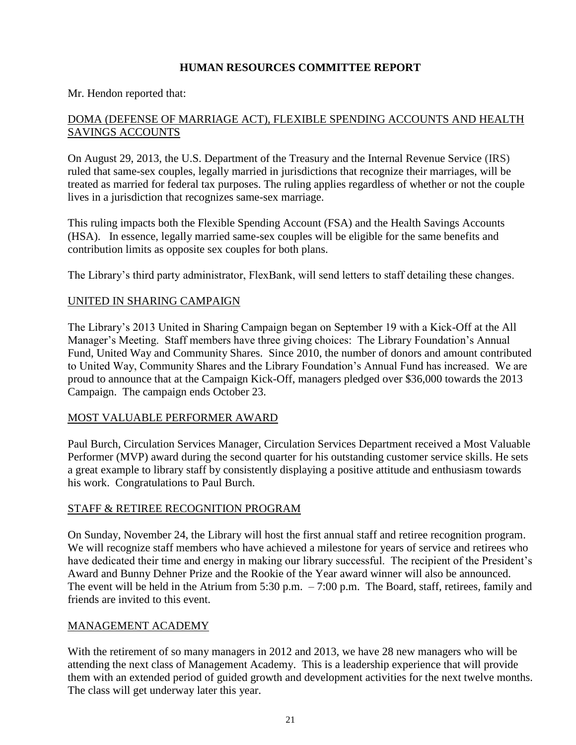# HUMAN RESOURCES COMMITTEE REPORT

Mr. Hendon reported that:

## DOMA (DEFENSE OF MARRIAGE ACT), FLEXIBLE SPENDING ACCOUNTS AND HEALTH SAVINGS ACCOUNTS

On August 29, 2013, the U.S. Department of the Treasury and the Internal Revenue Service (IRS) ruled that same-sex couples, legally married in jurisdictions that recognize their marriages, will be treated as married for federal tax purposes. The ruling applies regardless of whether or not the couple lives in a jurisdiction that recognizes same-sex marriage.

This ruling impacts both the Flexible Spending Account (FSA) and the Health Savings Accounts (HSA). In essence, legally married same-sex couples will be eligible for the same benefits and contribution limits as opposite sex couples for both plans.

The Library's third party administrator, FlexBank, will send letters to staff detailing these changes.

## UNITED IN SHARING CAMPAIGN

The Library's 2013 United in Sharing Campaign began on September 19 with a Kick-Off at the All Manager's Meeting. Staff members have three giving choices: The Library Foundation's Annual Fund, United Way and Community Shares. Since 2010, the number of donors and amount contributed to United Way, Community Shares and the Library Foundation's Annual Fund has increased. We are proud to announce that at the Campaign Kick-Off, managers pledged over $36,000 towards the 2013 Campaign. The campaign ends October 23.

## MOST VALUABLE PERFORMER AWARD

Paul Burch, Circulation Services Manager, Circulation Services Department received a Most Valuable Performer (MVP) award during the second quarter for his outstanding customer service skills. He sets a great example to library staff by consistently displaying a positive attitude and enthusiasm towards his work. Congratulations to Paul Burch.

## STAFF & RETIREE RECOGNITION PROGRAM

On Sunday, November 24, the Library will host the first annual staff and retiree recognition program. We will recognize staff members who have achieved a milestone for years of service and retirees who have dedicated their time and energy in making our library successful. The recipient of the President's Award and Bunny Dehner Prize and the Rookie of the Year award winner will also be announced. The event will be held in the Atrium from 5:30 p.m. – 7:00 p.m. The Board, staff, retirees, family and friends are invited to this event.

## MANAGEMENT ACADEMY

With the retirement of so many managers in 2012 and 2013, we have 28 new managers who will be attending the next class of Management Academy. This is a leadership experience that will provide them with an extended period of guided growth and development activities for the next twelve months. The class will get underway later this year.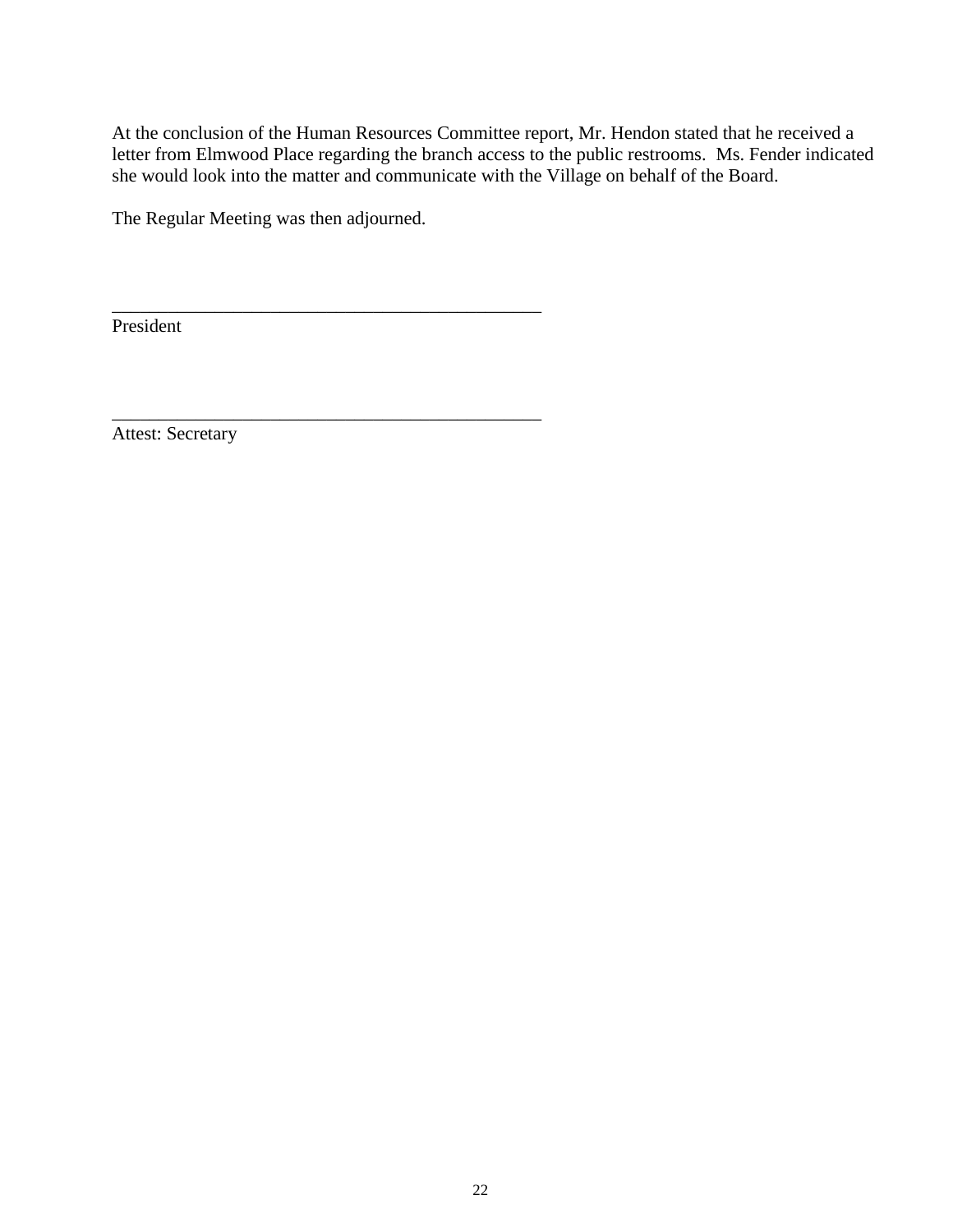At the conclusion of the Human Resources Committee report, Mr. Hendon stated that he received a letter from Elmwood Place regarding the branch access to the public restrooms. Ms. Fender indicated she would look into the matter and communicate with the Village on behalf of the Board.

The Regular Meeting was then adjourned.

________________________________________________
President

________________________________________________
Attest: Secretary